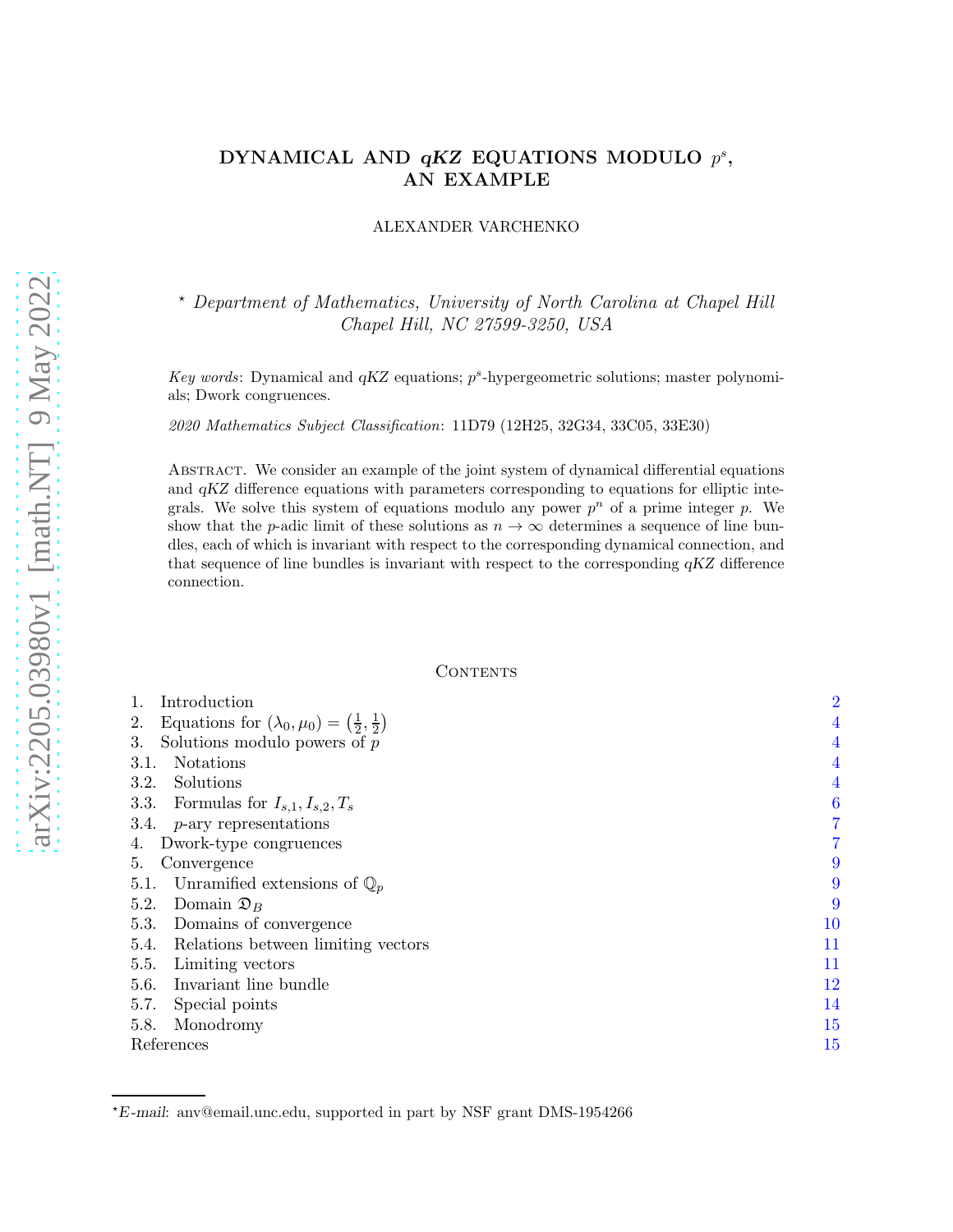# DYNAMICAL AND *qKZ* EQUATIONS MODULO $p^s$, AN EXAMPLE

ALEXANDER VARCHENKO

$^\star$ *Department of Mathematics, University of North Carolina at Chapel Hill Chapel Hill, NC 27599-3250, USA*

*Key words*: Dynamical and *qKZ* equations; $p^s$-hypergeometric solutions; master polynomials; Dwork congruences.

*2020 Mathematics Subject Classification*: 11D79 (12H25, 32G34, 33C05, 33E30)

Abstract. We consider an example of the joint system of dynamical differential equations and *qKZ* difference equations with parameters corresponding to equations for elliptic integrals. We solve this system of equations modulo any power $p^n$ of a prime integer $p$. We show that the $p$-adic limit of these solutions as $n \to \infty$ determines a sequence of line bundles, each of which is invariant with respect to the corresponding dynamical connection, and that sequence of line bundles is invariant with respect to the corresponding *qKZ* difference connection.

Contents

1. Introduction 2
2. Equations for $(\lambda_0, \mu_0) = \left(\frac{1}{2}, \frac{1}{2}\right)$ 4
3. Solutions modulo powers of $p$ 4
   - 3.1. Notations 4
   - 3.2. Solutions 4
   - 3.3. Formulas for $I_{s,1}, I_{s,2}, T_s$ 6
   - 3.4. $p$-ary representations 7
4. Dwork-type congruences 7
5. Convergence 9
   - 5.1. Unramified extensions of $\mathbb{Q}_p$ 9
   - 5.2. Domain $\mathfrak{D}_B$ 9
   - 5.3. Domains of convergence 10
   - 5.4. Relations between limiting vectors 11
   - 5.5. Limiting vectors 11
   - 5.6. Invariant line bundle 12
   - 5.7. Special points 14
   - 5.8. Monodromy 15

References 15

$^\star$*E-mail*: anv@email.unc.edu, supported in part by NSF grant DMS-1954266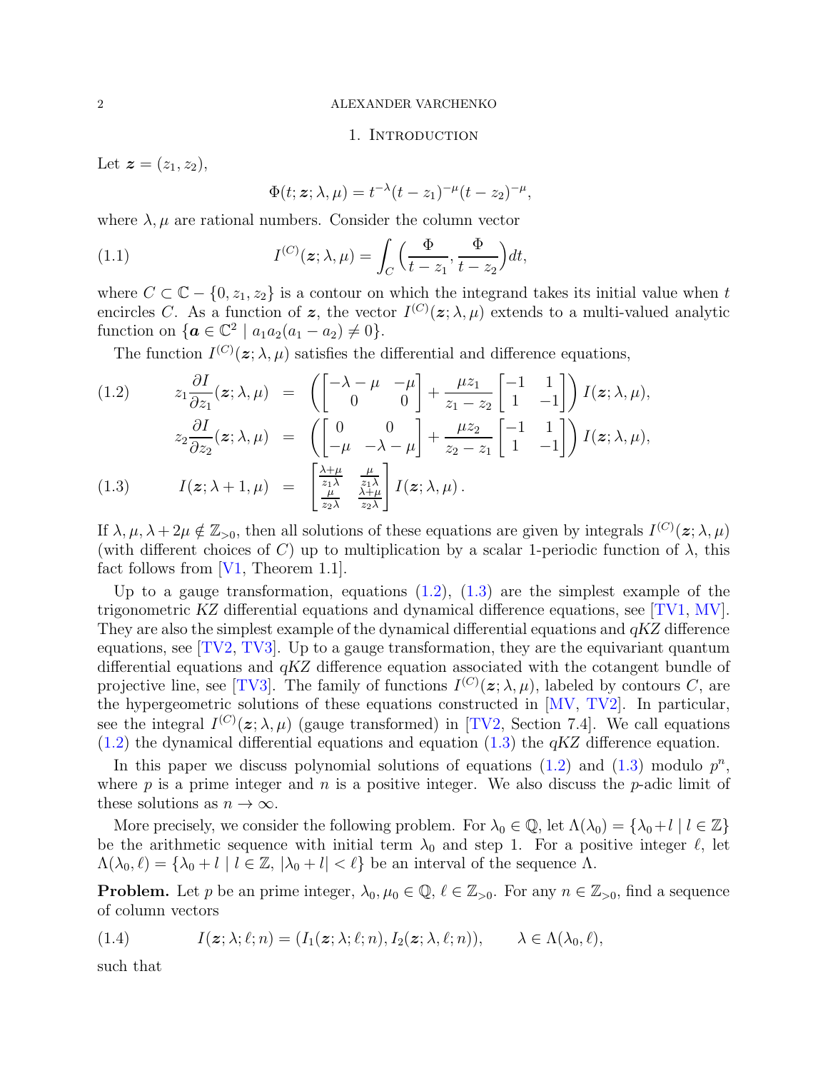## 1. Introduction

Let $\boldsymbol{z} = (z_1, z_2)$,

$$\Phi(t; \boldsymbol{z}; \lambda, \mu) = t^{-\lambda}(t-z_1)^{-\mu}(t-z_2)^{-\mu},$$

where $\lambda, \mu$ are rational numbers. Consider the column vector

$$I^{(C)}(\boldsymbol{z}; \lambda, \mu) = \int_C \Big(\frac{\Phi}{t-z_1}, \frac{\Phi}{t-z_2}\Big) dt, \tag{1.1}$$

where $C \subset \mathbb{C} - \{0, z_1, z_2\}$ is a contour on which the integrand takes its initial value when $t$ encircles $C$. As a function of $\boldsymbol{z}$, the vector $I^{(C)}(\boldsymbol{z}; \lambda, \mu)$ extends to a multi-valued analytic function on $\{\boldsymbol{a} \in \mathbb{C}^2 \mid a_1 a_2 (a_1 - a_2) \neq 0\}$.

The function $I^{(C)}(\boldsymbol{z}; \lambda, \mu)$ satisfies the differential and difference equations,

$$\begin{aligned} z_1 \frac{\partial I}{\partial z_1}(\boldsymbol{z}; \lambda, \mu) &= \left( \begin{bmatrix} -\lambda-\mu & -\mu \\ 0 & 0 \end{bmatrix} + \frac{\mu z_1}{z_1 - z_2} \begin{bmatrix} -1 & 1 \\ 1 & -1 \end{bmatrix} \right) I(\boldsymbol{z}; \lambda, \mu), \\ z_2 \frac{\partial I}{\partial z_2}(\boldsymbol{z}; \lambda, \mu) &= \left( \begin{bmatrix} 0 & 0 \\ -\mu & -\lambda-\mu \end{bmatrix} + \frac{\mu z_2}{z_2 - z_1} \begin{bmatrix} -1 & 1 \\ 1 & -1 \end{bmatrix} \right) I(\boldsymbol{z}; \lambda, \mu), \end{aligned} \tag{1.2}$$

$$I(\boldsymbol{z}; \lambda+1, \mu) = \begin{bmatrix} \frac{\lambda+\mu}{z_1 \lambda} & \frac{\mu}{z_1 \lambda} \\ \frac{\mu}{z_2 \lambda} & \frac{\lambda+\mu}{z_2 \lambda} \end{bmatrix} I(\boldsymbol{z}; \lambda, \mu). \tag{1.3}$$

If $\lambda, \mu, \lambda + 2\mu \notin \mathbb{Z}_{>0}$, then all solutions of these equations are given by integrals $I^{(C)}(\boldsymbol{z}; \lambda, \mu)$ (with different choices of $C$) up to multiplication by a scalar 1-periodic function of $\lambda$, this fact follows from [V1, Theorem 1.1].

Up to a gauge transformation, equations (1.2), (1.3) are the simplest example of the trigonometric *KZ* differential equations and dynamical difference equations, see [TV1, MV]. They are also the simplest example of the dynamical differential equations and *qKZ* difference equations, see [TV2, TV3]. Up to a gauge transformation, they are the equivariant quantum differential equations and *qKZ* difference equation associated with the cotangent bundle of projective line, see [TV3]. The family of functions $I^{(C)}(\boldsymbol{z}; \lambda, \mu)$, labeled by contours $C$, are the hypergeometric solutions of these equations constructed in [MV, TV2]. In particular, see the integral $I^{(C)}(\boldsymbol{z}; \lambda, \mu)$ (gauge transformed) in [TV2, Section 7.4]. We call equations (1.2) the dynamical differential equations and equation (1.3) the *qKZ* difference equation.

In this paper we discuss polynomial solutions of equations (1.2) and (1.3) modulo $p^n$, where $p$ is a prime integer and $n$ is a positive integer. We also discuss the $p$-adic limit of these solutions as $n \to \infty$.

More precisely, we consider the following problem. For $\lambda_0 \in \mathbb{Q}$, let $\Lambda(\lambda_0) = \{\lambda_0 + l \mid l \in \mathbb{Z}\}$ be the arithmetic sequence with initial term $\lambda_0$ and step 1. For a positive integer $\ell$, let $\Lambda(\lambda_0, \ell) = \{\lambda_0 + l \mid l \in \mathbb{Z}, |\lambda_0 + l| < \ell\}$ be an interval of the sequence $\Lambda$.

**Problem.** Let $p$ be an prime integer, $\lambda_0, \mu_0 \in \mathbb{Q}$, $\ell \in \mathbb{Z}_{>0}$. For any $n \in \mathbb{Z}_{>0}$, find a sequence of column vectors

$$I(\boldsymbol{z}; \lambda; \ell; n) = (I_1(\boldsymbol{z}; \lambda; \ell; n), I_2(\boldsymbol{z}; \lambda, \ell; n)), \qquad \lambda \in \Lambda(\lambda_0, \ell), \tag{1.4}$$

such that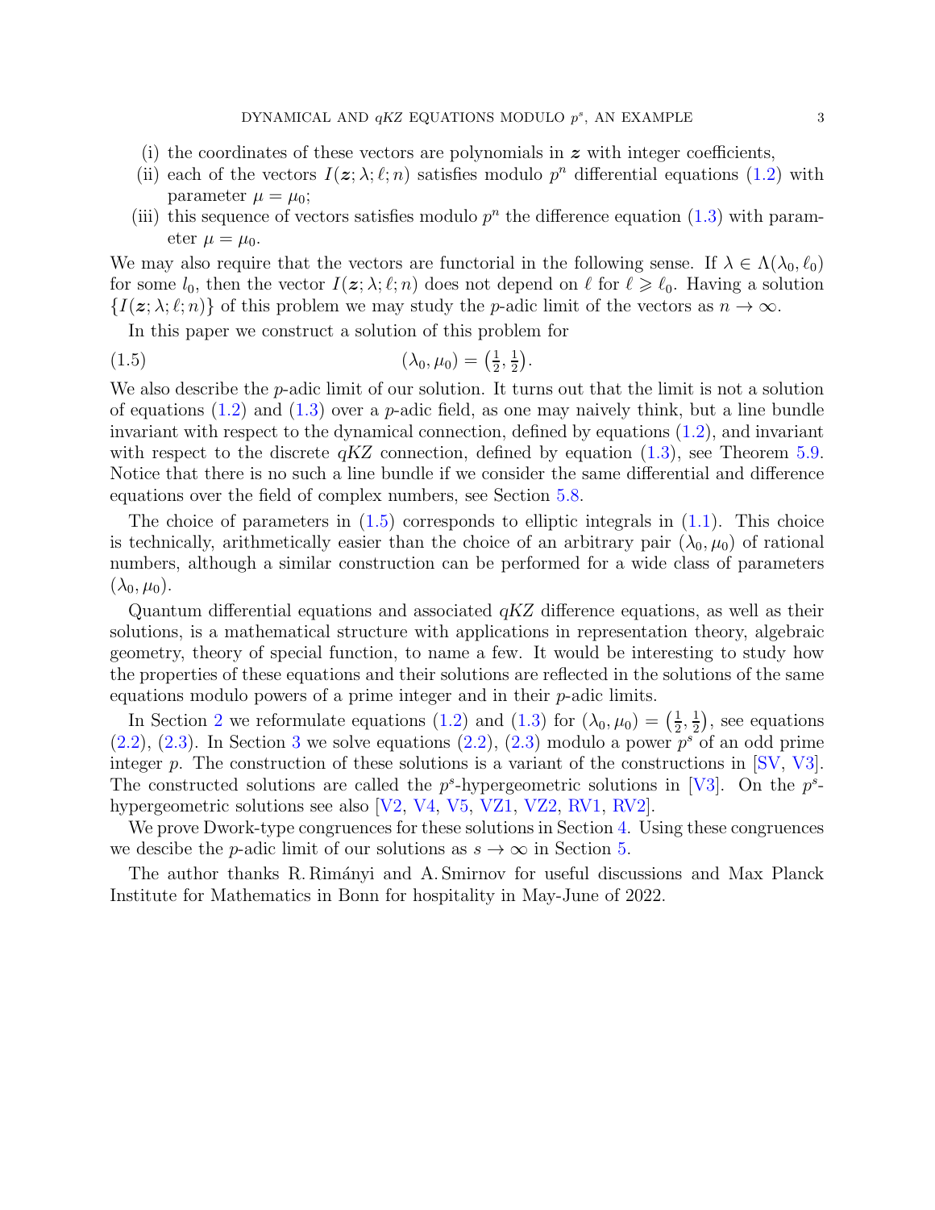(i) the coordinates of these vectors are polynomials in $\boldsymbol{z}$ with integer coefficients,

(ii) each of the vectors $I(\boldsymbol{z};\lambda;\ell;n)$ satisfies modulo $p^n$ differential equations (1.2) with parameter $\mu=\mu_0$;

(iii) this sequence of vectors satisfies modulo $p^n$ the difference equation (1.3) with parameter $\mu=\mu_0$.

We may also require that the vectors are functorial in the following sense. If $\lambda\in\Lambda(\lambda_0,\ell_0)$ for some $l_0$, then the vector $I(\boldsymbol{z};\lambda;\ell;n)$ does not depend on $\ell$ for $\ell\geqslant\ell_0$. Having a solution $\{I(\boldsymbol{z};\lambda;\ell;n)\}$ of this problem we may study the $p$-adic limit of the vectors as $n\to\infty$.

In this paper we construct a solution of this problem for

$$(\lambda_0,\mu_0)=\big(\tfrac12,\tfrac12\big). \tag{1.5}$$

We also describe the $p$-adic limit of our solution. It turns out that the limit is not a solution of equations (1.2) and (1.3) over a $p$-adic field, as one may naively think, but a line bundle invariant with respect to the dynamical connection, defined by equations (1.2), and invariant with respect to the discrete $qKZ$ connection, defined by equation (1.3), see Theorem 5.9. Notice that there is no such a line bundle if we consider the same differential and difference equations over the field of complex numbers, see Section 5.8.

The choice of parameters in (1.5) corresponds to elliptic integrals in (1.1). This choice is technically, arithmetically easier than the choice of an arbitrary pair $(\lambda_0,\mu_0)$ of rational numbers, although a similar construction can be performed for a wide class of parameters $(\lambda_0,\mu_0)$.

Quantum differential equations and associated $qKZ$ difference equations, as well as their solutions, is a mathematical structure with applications in representation theory, algebraic geometry, theory of special function, to name a few. It would be interesting to study how the properties of these equations and their solutions are reflected in the solutions of the same equations modulo powers of a prime integer and in their $p$-adic limits.

In Section 2 we reformulate equations (1.2) and (1.3) for $(\lambda_0,\mu_0)=\big(\tfrac12,\tfrac12\big)$, see equations (2.2), (2.3). In Section 3 we solve equations (2.2), (2.3) modulo a power $p^s$ of an odd prime integer $p$. The construction of these solutions is a variant of the constructions in [SV, V3]. The constructed solutions are called the $p^s$-hypergeometric solutions in [V3]. On the $p^s$-hypergeometric solutions see also [V2, V4, V5, VZ1, VZ2, RV1, RV2].

We prove Dwork-type congruences for these solutions in Section 4. Using these congruences we descibe the $p$-adic limit of our solutions as $s\to\infty$ in Section 5.

The author thanks R. Rimányi and A. Smirnov for useful discussions and Max Planck Institute for Mathematics in Bonn for hospitality in May-June of 2022.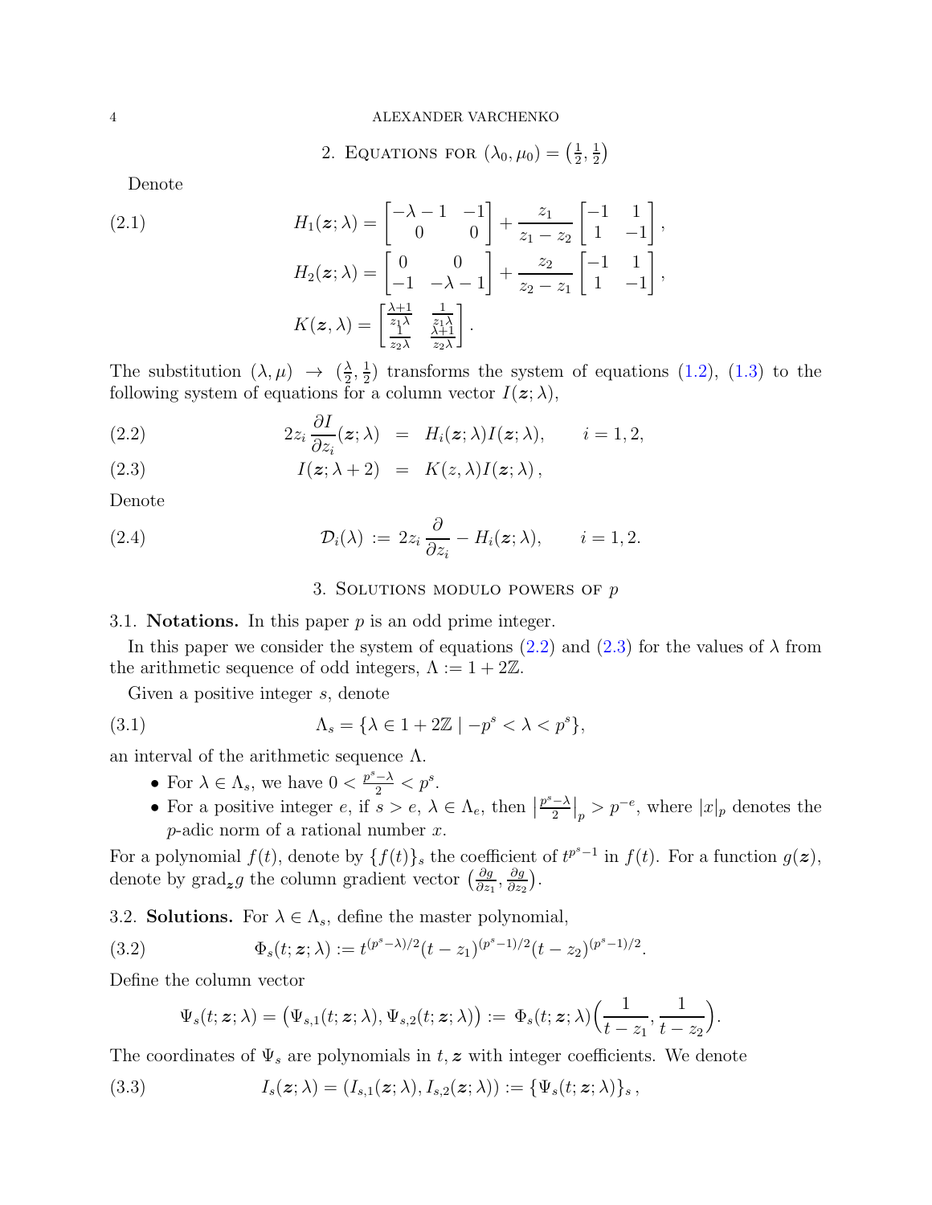## 2. Equations for $(\lambda_0, \mu_0) = \left(\frac{1}{2}, \frac{1}{2}\right)$

Denote

$$
\begin{aligned}
H_1(\boldsymbol{z};\lambda) &= \begin{bmatrix} -\lambda-1 & -1 \\ 0 & 0 \end{bmatrix} + \frac{z_1}{z_1-z_2}\begin{bmatrix} -1 & 1 \\ 1 & -1 \end{bmatrix}, \\
H_2(\boldsymbol{z};\lambda) &= \begin{bmatrix} 0 & 0 \\ -1 & -\lambda-1 \end{bmatrix} + \frac{z_2}{z_2-z_1}\begin{bmatrix} -1 & 1 \\ 1 & -1 \end{bmatrix}, \\
K(\boldsymbol{z},\lambda) &= \begin{bmatrix} \frac{\lambda+1}{z_1\lambda} & \frac{1}{z_1\lambda} \\ \frac{1}{z_2\lambda} & \frac{\lambda+1}{z_2\lambda} \end{bmatrix}.
\end{aligned} \tag{2.1}
$$

The substitution $(\lambda, \mu) \to (\frac{\lambda}{2}, \frac{1}{2})$ transforms the system of equations (1.2), (1.3) to the following system of equations for a column vector $I(\boldsymbol{z};\lambda)$,

$$
2z_i \frac{\partial I}{\partial z_i}(\boldsymbol{z};\lambda) \;=\; H_i(\boldsymbol{z};\lambda) I(\boldsymbol{z};\lambda), \qquad i = 1, 2, \tag{2.2}
$$

$$
I(\boldsymbol{z};\lambda+2) \;=\; K(z,\lambda) I(\boldsymbol{z};\lambda)\,, \tag{2.3}
$$

Denote

$$
\mathcal{D}_i(\lambda) \;:=\; 2z_i \frac{\partial}{\partial z_i} - H_i(\boldsymbol{z};\lambda), \qquad i = 1, 2. \tag{2.4}
$$

## 3. Solutions modulo powers of $p$

### 3.1. Notations.

In this paper $p$ is an odd prime integer.

In this paper we consider the system of equations (2.2) and (2.3) for the values of $\lambda$ from the arithmetic sequence of odd integers, $\Lambda := 1 + 2\mathbb{Z}$.

Given a positive integer $s$, denote

$$
\Lambda_s = \{\lambda \in 1 + 2\mathbb{Z} \mid -p^s < \lambda < p^s\}, \tag{3.1}
$$

an interval of the arithmetic sequence $\Lambda$.

- For $\lambda \in \Lambda_s$, we have $0 < \frac{p^s-\lambda}{2} < p^s$.
- For a positive integer $e$, if $s > e$, $\lambda \in \Lambda_e$, then $\left|\frac{p^s-\lambda}{2}\right|_p > p^{-e}$, where $|x|_p$ denotes the $p$-adic norm of a rational number $x$.

For a polynomial $f(t)$, denote by $\{f(t)\}_s$ the coefficient of $t^{p^s-1}$ in $f(t)$. For a function $g(\boldsymbol{z})$, denote by $\mathrm{grad}_{\boldsymbol{z}} g$ the column gradient vector $\left(\frac{\partial g}{\partial z_1}, \frac{\partial g}{\partial z_2}\right)$.

### 3.2. Solutions.

For $\lambda \in \Lambda_s$, define the master polynomial,

$$
\Phi_s(t;\boldsymbol{z};\lambda) := t^{(p^s-\lambda)/2}(t-z_1)^{(p^s-1)/2}(t-z_2)^{(p^s-1)/2}. \tag{3.2}
$$

Define the column vector

$$
\Psi_s(t;\boldsymbol{z};\lambda) = \big(\Psi_{s,1}(t;\boldsymbol{z};\lambda), \Psi_{s,2}(t;\boldsymbol{z};\lambda)\big) :=\; \Phi_s(t;\boldsymbol{z};\lambda)\Big(\frac{1}{t-z_1}, \frac{1}{t-z_2}\Big).
$$

The coordinates of $\Psi_s$ are polynomials in $t, \boldsymbol{z}$ with integer coefficients. We denote

$$
I_s(\boldsymbol{z};\lambda) = (I_{s,1}(\boldsymbol{z};\lambda), I_{s,2}(\boldsymbol{z};\lambda)) := \{\Psi_s(t;\boldsymbol{z};\lambda)\}_s\,, \tag{3.3}
$$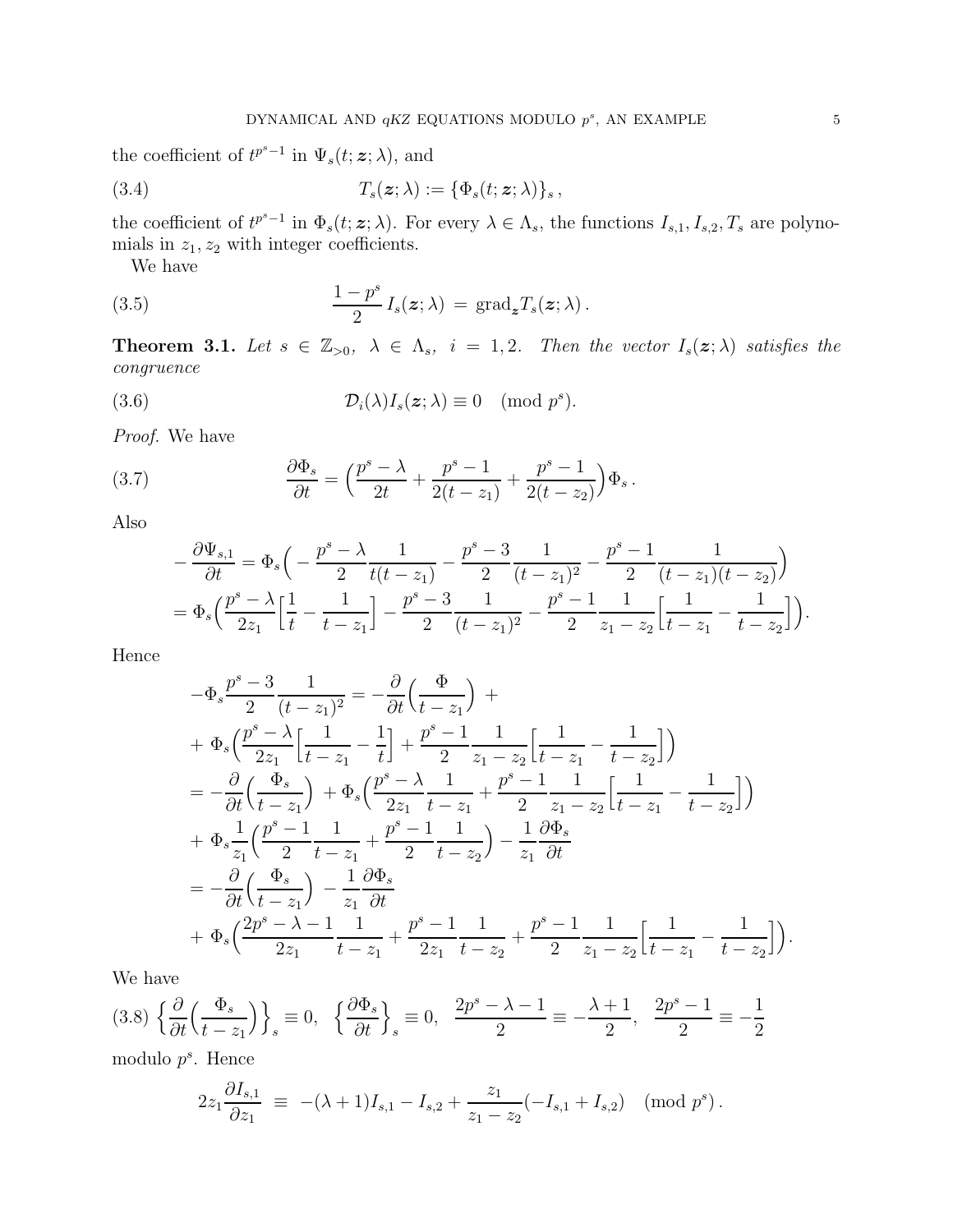the coefficient of $t^{p^s-1}$ in $\Psi_s(t;\boldsymbol{z};\lambda)$, and

$$T_s(\boldsymbol{z};\lambda) := \{\Phi_s(t;\boldsymbol{z};\lambda)\}_s\,, \tag{3.4}$$

the coefficient of $t^{p^s-1}$ in $\Phi_s(t;\boldsymbol{z};\lambda)$. For every $\lambda \in \Lambda_s$, the functions $I_{s,1}, I_{s,2}, T_s$ are polynomials in $z_1, z_2$ with integer coefficients.

We have

$$\frac{1-p^s}{2}\, I_s(\boldsymbol{z};\lambda) \,=\, \mathrm{grad}_{\boldsymbol{z}} T_s(\boldsymbol{z};\lambda)\,. \tag{3.5}$$

**Theorem 3.1.** *Let $s \in \mathbb{Z}_{>0}$, $\lambda \in \Lambda_s$, $i = 1,2$. Then the vector $I_s(\boldsymbol{z};\lambda)$ satisfies the congruence*

$$\mathcal{D}_i(\lambda) I_s(\boldsymbol{z};\lambda) \equiv 0 \pmod{p^s}. \tag{3.6}$$

*Proof.* We have

$$\frac{\partial \Phi_s}{\partial t} = \Big(\frac{p^s-\lambda}{2t} + \frac{p^s-1}{2(t-z_1)} + \frac{p^s-1}{2(t-z_2)}\Big)\Phi_s\,. \tag{3.7}$$

Also

$$\begin{aligned}
-\frac{\partial \Psi_{s,1}}{\partial t} &= \Phi_s\Big(-\frac{p^s-\lambda}{2}\frac{1}{t(t-z_1)} - \frac{p^s-3}{2}\frac{1}{(t-z_1)^2} - \frac{p^s-1}{2}\frac{1}{(t-z_1)(t-z_2)}\Big)\\
&= \Phi_s\Big(\frac{p^s-\lambda}{2z_1}\Big[\frac{1}{t} - \frac{1}{t-z_1}\Big] - \frac{p^s-3}{2}\frac{1}{(t-z_1)^2} - \frac{p^s-1}{2}\frac{1}{z_1-z_2}\Big[\frac{1}{t-z_1} - \frac{1}{t-z_2}\Big]\Big).
\end{aligned}$$

Hence

$$\begin{aligned}
&-\Phi_s\frac{p^s-3}{2}\frac{1}{(t-z_1)^2} = -\frac{\partial}{\partial t}\Big(\frac{\Phi}{t-z_1}\Big) \;+\\
&+\;\Phi_s\Big(\frac{p^s-\lambda}{2z_1}\Big[\frac{1}{t-z_1} - \frac{1}{t}\Big] + \frac{p^s-1}{2}\frac{1}{z_1-z_2}\Big[\frac{1}{t-z_1} - \frac{1}{t-z_2}\Big]\Big)\\
&= -\frac{\partial}{\partial t}\Big(\frac{\Phi_s}{t-z_1}\Big) \;+ \Phi_s\Big(\frac{p^s-\lambda}{2z_1}\frac{1}{t-z_1} + \frac{p^s-1}{2}\frac{1}{z_1-z_2}\Big[\frac{1}{t-z_1} - \frac{1}{t-z_2}\Big]\Big)\\
&+\;\Phi_s\frac{1}{z_1}\Big(\frac{p^s-1}{2}\frac{1}{t-z_1} + \frac{p^s-1}{2}\frac{1}{t-z_2}\Big) - \frac{1}{z_1}\frac{\partial \Phi_s}{\partial t}\\
&= -\frac{\partial}{\partial t}\Big(\frac{\Phi_s}{t-z_1}\Big) \;- \frac{1}{z_1}\frac{\partial \Phi_s}{\partial t}\\
&+\;\Phi_s\Big(\frac{2p^s-\lambda-1}{2z_1}\frac{1}{t-z_1} + \frac{p^s-1}{2z_1}\frac{1}{t-z_2} + \frac{p^s-1}{2}\frac{1}{z_1-z_2}\Big[\frac{1}{t-z_1} - \frac{1}{t-z_2}\Big]\Big).
\end{aligned}$$

We have

$$\Big\{\frac{\partial}{\partial t}\Big(\frac{\Phi_s}{t-z_1}\Big)\Big\}_s \equiv 0, \quad \Big\{\frac{\partial \Phi_s}{\partial t}\Big\}_s \equiv 0, \quad \frac{2p^s-\lambda-1}{2} \equiv -\frac{\lambda+1}{2}, \quad \frac{2p^s-1}{2} \equiv -\frac{1}{2} \tag{3.8}$$

modulo $p^s$. Hence

$$2z_1\frac{\partial I_{s,1}}{\partial z_1} \;\equiv\; -(\lambda+1)I_{s,1} - I_{s,2} + \frac{z_1}{z_1-z_2}(-I_{s,1} + I_{s,2}) \pmod{p^s}\,.$$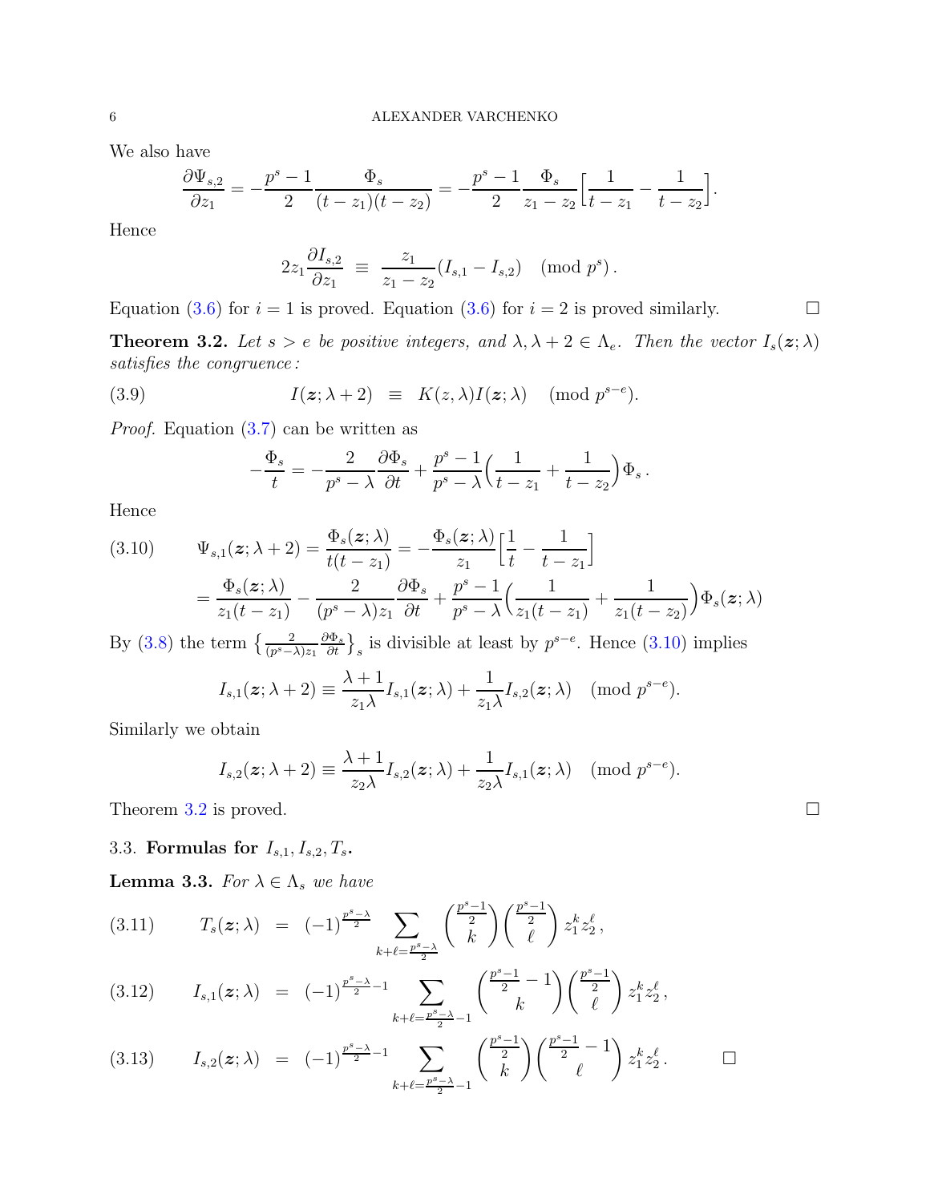We also have

$$\frac{\partial \Psi_{s,2}}{\partial z_1} = -\frac{p^s-1}{2}\frac{\Phi_s}{(t-z_1)(t-z_2)} = -\frac{p^s-1}{2}\frac{\Phi_s}{z_1-z_2}\Big[\frac{1}{t-z_1}-\frac{1}{t-z_2}\Big].$$

Hence

$$2z_1\frac{\partial I_{s,2}}{\partial z_1} \;\equiv\; \frac{z_1}{z_1-z_2}(I_{s,1}-I_{s,2}) \pmod{p^s}.$$

Equation (3.6) for $i=1$ is proved. Equation (3.6) for $i=2$ is proved similarly. □

**Theorem 3.2.** *Let $s>e$ be positive integers, and $\lambda, \lambda+2 \in \Lambda_e$. Then the vector $I_s(\boldsymbol{z};\lambda)$ satisfies the congruence:*

$$I(\boldsymbol{z};\lambda+2) \;\equiv\; K(z,\lambda)I(\boldsymbol{z};\lambda) \pmod{p^{s-e}}. \tag{3.9}$$

*Proof.* Equation (3.7) can be written as

$$-\frac{\Phi_s}{t} = -\frac{2}{p^s-\lambda}\frac{\partial\Phi_s}{\partial t} + \frac{p^s-1}{p^s-\lambda}\Big(\frac{1}{t-z_1}+\frac{1}{t-z_2}\Big)\Phi_s\,.$$

Hence

$$\begin{aligned}\Psi_{s,1}(\boldsymbol{z};\lambda+2) &= \frac{\Phi_s(\boldsymbol{z};\lambda)}{t(t-z_1)} = -\frac{\Phi_s(\boldsymbol{z};\lambda)}{z_1}\Big[\frac{1}{t}-\frac{1}{t-z_1}\Big] \\ &= \frac{\Phi_s(\boldsymbol{z};\lambda)}{z_1(t-z_1)} - \frac{2}{(p^s-\lambda)z_1}\frac{\partial\Phi_s}{\partial t} + \frac{p^s-1}{p^s-\lambda}\Big(\frac{1}{z_1(t-z_1)}+\frac{1}{z_1(t-z_2)}\Big)\Phi_s(\boldsymbol{z};\lambda)\end{aligned} \tag{3.10}$$

By (3.8) the term $\big\{\frac{2}{(p^s-\lambda)z_1}\frac{\partial\Phi_s}{\partial t}\big\}_s$ is divisible at least by $p^{s-e}$. Hence (3.10) implies

$$I_{s,1}(\boldsymbol{z};\lambda+2) \equiv \frac{\lambda+1}{z_1\lambda}I_{s,1}(\boldsymbol{z};\lambda) + \frac{1}{z_1\lambda}I_{s,2}(\boldsymbol{z};\lambda) \pmod{p^{s-e}}.$$

Similarly we obtain

$$I_{s,2}(\boldsymbol{z};\lambda+2) \equiv \frac{\lambda+1}{z_2\lambda}I_{s,2}(\boldsymbol{z};\lambda) + \frac{1}{z_2\lambda}I_{s,1}(\boldsymbol{z};\lambda) \pmod{p^{s-e}}.$$

Theorem 3.2 is proved. □

### 3.3. **Formulas for $I_{s,1}, I_{s,2}, T_s$.**

**Lemma 3.3.** *For $\lambda\in\Lambda_s$ we have*

$$T_s(\boldsymbol{z};\lambda) \;=\; (-1)^{\frac{p^s-\lambda}{2}} \sum_{k+\ell=\frac{p^s-\lambda}{2}} \binom{\frac{p^s-1}{2}}{k}\binom{\frac{p^s-1}{2}}{\ell} z_1^k z_2^\ell\,, \tag{3.11}$$

$$I_{s,1}(\boldsymbol{z};\lambda) \;=\; (-1)^{\frac{p^s-\lambda}{2}-1} \sum_{k+\ell=\frac{p^s-\lambda}{2}-1} \binom{\frac{p^s-1}{2}-1}{k}\binom{\frac{p^s-1}{2}}{\ell} z_1^k z_2^\ell\,, \tag{3.12}$$

$$I_{s,2}(\boldsymbol{z};\lambda) \;=\; (-1)^{\frac{p^s-\lambda}{2}-1} \sum_{k+\ell=\frac{p^s-\lambda}{2}-1} \binom{\frac{p^s-1}{2}}{k}\binom{\frac{p^s-1}{2}-1}{\ell} z_1^k z_2^\ell\,. \tag{3.13}$$

□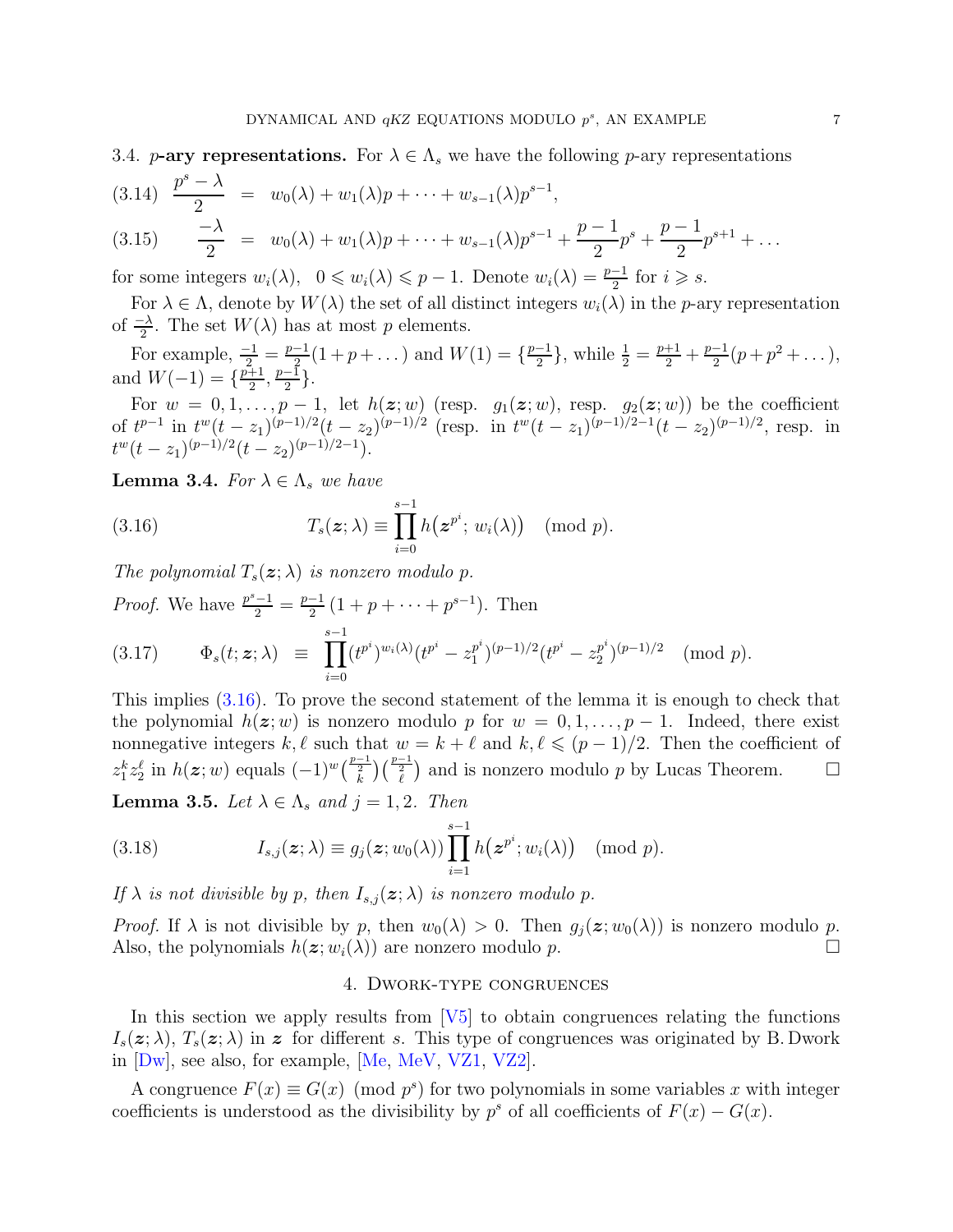### 3.4. $p$-ary representations.

For $\lambda \in \Lambda_s$ we have the following $p$-ary representations

$$\frac{p^s-\lambda}{2} \;=\; w_0(\lambda) + w_1(\lambda)p + \dots + w_{s-1}(\lambda)p^{s-1}, \tag{3.14}$$

$$\frac{-\lambda}{2} \;=\; w_0(\lambda) + w_1(\lambda)p + \dots + w_{s-1}(\lambda)p^{s-1} + \frac{p-1}{2}p^s + \frac{p-1}{2}p^{s+1} + \dots \tag{3.15}$$

for some integers $w_i(\lambda)$, $0 \leqslant w_i(\lambda) \leqslant p-1$. Denote $w_i(\lambda) = \frac{p-1}{2}$ for $i \geqslant s$.

For $\lambda \in \Lambda$, denote by $W(\lambda)$ the set of all distinct integers $w_i(\lambda)$ in the $p$-ary representation of $\frac{-\lambda}{2}$. The set $W(\lambda)$ has at most $p$ elements.

For example, $\frac{-1}{2} = \frac{p-1}{2}(1+p+\dots)$ and $W(1) = \{\frac{p-1}{2}\}$, while $\frac{1}{2} = \frac{p+1}{2} + \frac{p-1}{2}(p+p^2+\dots)$, and $W(-1) = \{\frac{p+1}{2}, \frac{p-1}{2}\}$.

For $w = 0, 1, \dots, p-1$, let $h(\boldsymbol{z}; w)$ (resp. $g_1(\boldsymbol{z}; w)$, resp. $g_2(\boldsymbol{z}; w)$) be the coefficient of $t^{p-1}$ in $t^w(t-z_1)^{(p-1)/2}(t-z_2)^{(p-1)/2}$ (resp. in $t^w(t-z_1)^{(p-1)/2-1}(t-z_2)^{(p-1)/2}$, resp. in $t^w(t-z_1)^{(p-1)/2}(t-z_2)^{(p-1)/2-1}$).

**Lemma 3.4.** *For $\lambda \in \Lambda_s$ we have*

$$T_s(\boldsymbol{z};\lambda) \equiv \prod_{i=0}^{s-1} h\big(\boldsymbol{z}^{p^i};\, w_i(\lambda)\big) \pmod{p}. \tag{3.16}$$

*The polynomial $T_s(\boldsymbol{z};\lambda)$ is nonzero modulo $p$.*

*Proof.* We have $\frac{p^s-1}{2} = \frac{p-1}{2}\,(1+p+\dots+p^{s-1})$. Then

$$\Phi_s(t;\boldsymbol{z};\lambda) \;\equiv\; \prod_{i=0}^{s-1} (t^{p^i})^{w_i(\lambda)}(t^{p^i}-z_1^{p^i})^{(p-1)/2}(t^{p^i}-z_2^{p^i})^{(p-1)/2} \pmod{p}. \tag{3.17}$$

This implies (3.16). To prove the second statement of the lemma it is enough to check that the polynomial $h(\boldsymbol{z}; w)$ is nonzero modulo $p$ for $w = 0, 1, \dots, p-1$. Indeed, there exist nonnegative integers $k, \ell$ such that $w = k + \ell$ and $k, \ell \leqslant (p-1)/2$. Then the coefficient of $z_1^k z_2^\ell$ in $h(\boldsymbol{z}; w)$ equals $(-1)^w \binom{\frac{p-1}{2}}{k}\binom{\frac{p-1}{2}}{\ell}$ and is nonzero modulo $p$ by Lucas Theorem. $\square$

**Lemma 3.5.** *Let $\lambda \in \Lambda_s$ and $j = 1, 2$. Then*

$$I_{s,j}(\boldsymbol{z};\lambda) \equiv g_j(\boldsymbol{z}; w_0(\lambda)) \prod_{i=1}^{s-1} h\big(\boldsymbol{z}^{p^i}; w_i(\lambda)\big) \pmod{p}. \tag{3.18}$$

*If $\lambda$ is not divisible by $p$, then $I_{s,j}(\boldsymbol{z};\lambda)$ is nonzero modulo $p$.*

*Proof.* If $\lambda$ is not divisible by $p$, then $w_0(\lambda) > 0$. Then $g_j(\boldsymbol{z}; w_0(\lambda))$ is nonzero modulo $p$. Also, the polynomials $h(\boldsymbol{z}; w_i(\lambda))$ are nonzero modulo $p$. $\square$

## 4. Dwork-type congruences

In this section we apply results from [V5] to obtain congruences relating the functions $I_s(\boldsymbol{z};\lambda)$, $T_s(\boldsymbol{z};\lambda)$ in $\boldsymbol{z}$ for different $s$. This type of congruences was originated by B. Dwork in [Dw], see also, for example, [Me, MeV, VZ1, VZ2].

A congruence $F(x) \equiv G(x) \pmod{p^s}$ for two polynomials in some variables $x$ with integer coefficients is understood as the divisibility by $p^s$ of all coefficients of $F(x) - G(x)$.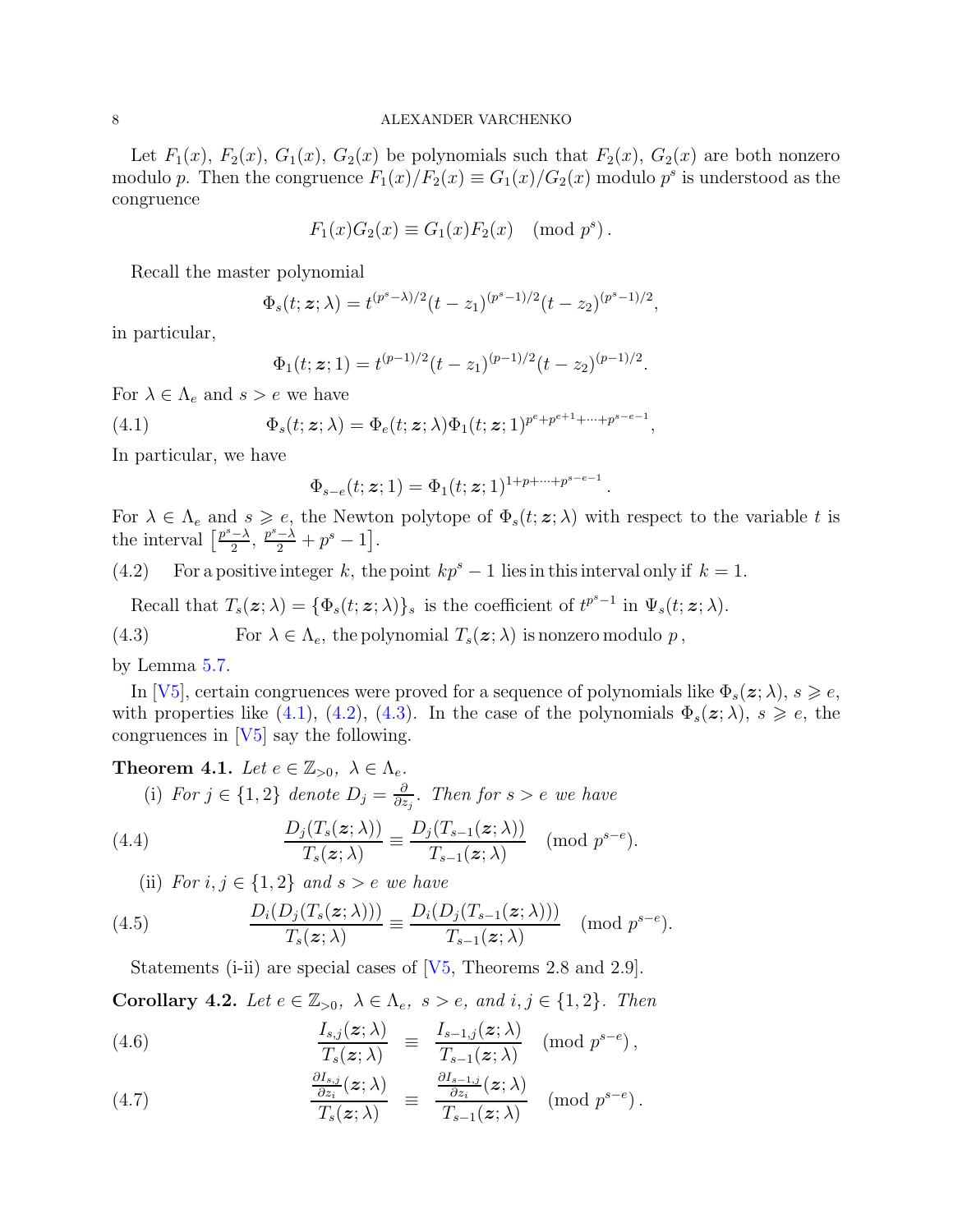Let $F_1(x)$, $F_2(x)$, $G_1(x)$, $G_2(x)$ be polynomials such that $F_2(x)$, $G_2(x)$ are both nonzero modulo $p$. Then the congruence $F_1(x)/F_2(x) \equiv G_1(x)/G_2(x)$ modulo $p^s$ is understood as the congruence

$$F_1(x)G_2(x) \equiv G_1(x)F_2(x) \pmod{p^s}.$$

Recall the master polynomial

$$\Phi_s(t;\boldsymbol{z};\lambda) = t^{(p^s-\lambda)/2}(t-z_1)^{(p^s-1)/2}(t-z_2)^{(p^s-1)/2},$$

in particular,

$$\Phi_1(t;\boldsymbol{z};1) = t^{(p-1)/2}(t-z_1)^{(p-1)/2}(t-z_2)^{(p-1)/2}.$$

For $\lambda \in \Lambda_e$ and $s > e$ we have

$$\Phi_s(t;\boldsymbol{z};\lambda) = \Phi_e(t;\boldsymbol{z};\lambda)\Phi_1(t;\boldsymbol{z};1)^{p^e+p^{e+1}+\dots+p^{s-e-1}}, \tag{4.1}$$

In particular, we have

$$\Phi_{s-e}(t;\boldsymbol{z};1) = \Phi_1(t;\boldsymbol{z};1)^{1+p+\dots+p^{s-e-1}}.$$

For $\lambda \in \Lambda_e$ and $s \geqslant e$, the Newton polytope of $\Phi_s(t;\boldsymbol{z};\lambda)$ with respect to the variable $t$ is the interval $\left[\frac{p^s-\lambda}{2},\, \frac{p^s-\lambda}{2} + p^s - 1\right]$.

(4.2) For a positive integer $k$, the point $kp^s - 1$ lies in this interval only if $k = 1$.

Recall that $T_s(\boldsymbol{z};\lambda) = \{\Phi_s(t;\boldsymbol{z};\lambda)\}_s$ is the coefficient of $t^{p^s-1}$ in $\Psi_s(t;\boldsymbol{z};\lambda)$.

(4.3) For $\lambda \in \Lambda_e$, the polynomial $T_s(\boldsymbol{z};\lambda)$ is nonzero modulo $p$,

by Lemma 5.7.

In [V5], certain congruences were proved for a sequence of polynomials like $\Phi_s(\boldsymbol{z};\lambda)$, $s \geqslant e$, with properties like (4.1), (4.2), (4.3). In the case of the polynomials $\Phi_s(\boldsymbol{z};\lambda)$, $s \geqslant e$, the congruences in [V5] say the following.

**Theorem 4.1.** *Let $e \in \mathbb{Z}_{>0}$, $\lambda \in \Lambda_e$.*

(i) *For $j \in \{1,2\}$ denote $D_j = \frac{\partial}{\partial z_j}$. Then for $s > e$ we have*

$$\frac{D_j(T_s(\boldsymbol{z};\lambda))}{T_s(\boldsymbol{z};\lambda)} \equiv \frac{D_j(T_{s-1}(\boldsymbol{z};\lambda))}{T_{s-1}(\boldsymbol{z};\lambda)} \pmod{p^{s-e}}. \tag{4.4}$$

(ii) *For $i, j \in \{1,2\}$ and $s > e$ we have*

$$\frac{D_i(D_j(T_s(\boldsymbol{z};\lambda)))}{T_s(\boldsymbol{z};\lambda)} \equiv \frac{D_i(D_j(T_{s-1}(\boldsymbol{z};\lambda)))}{T_{s-1}(\boldsymbol{z};\lambda)} \pmod{p^{s-e}}. \tag{4.5}$$

Statements (i-ii) are special cases of [V5, Theorems 2.8 and 2.9].

**Corollary 4.2.** *Let $e \in \mathbb{Z}_{>0}$, $\lambda \in \Lambda_e$, $s > e$, and $i, j \in \{1,2\}$. Then*

$$\frac{I_{s,j}(\boldsymbol{z};\lambda)}{T_s(\boldsymbol{z};\lambda)} \equiv \frac{I_{s-1,j}(\boldsymbol{z};\lambda)}{T_{s-1}(\boldsymbol{z};\lambda)} \pmod{p^{s-e}}, \tag{4.6}$$

$$\frac{\frac{\partial I_{s,j}}{\partial z_i}(\boldsymbol{z};\lambda)}{T_s(\boldsymbol{z};\lambda)} \equiv \frac{\frac{\partial I_{s-1,j}}{\partial z_i}(\boldsymbol{z};\lambda)}{T_{s-1}(\boldsymbol{z};\lambda)} \pmod{p^{s-e}}. \tag{4.7}$$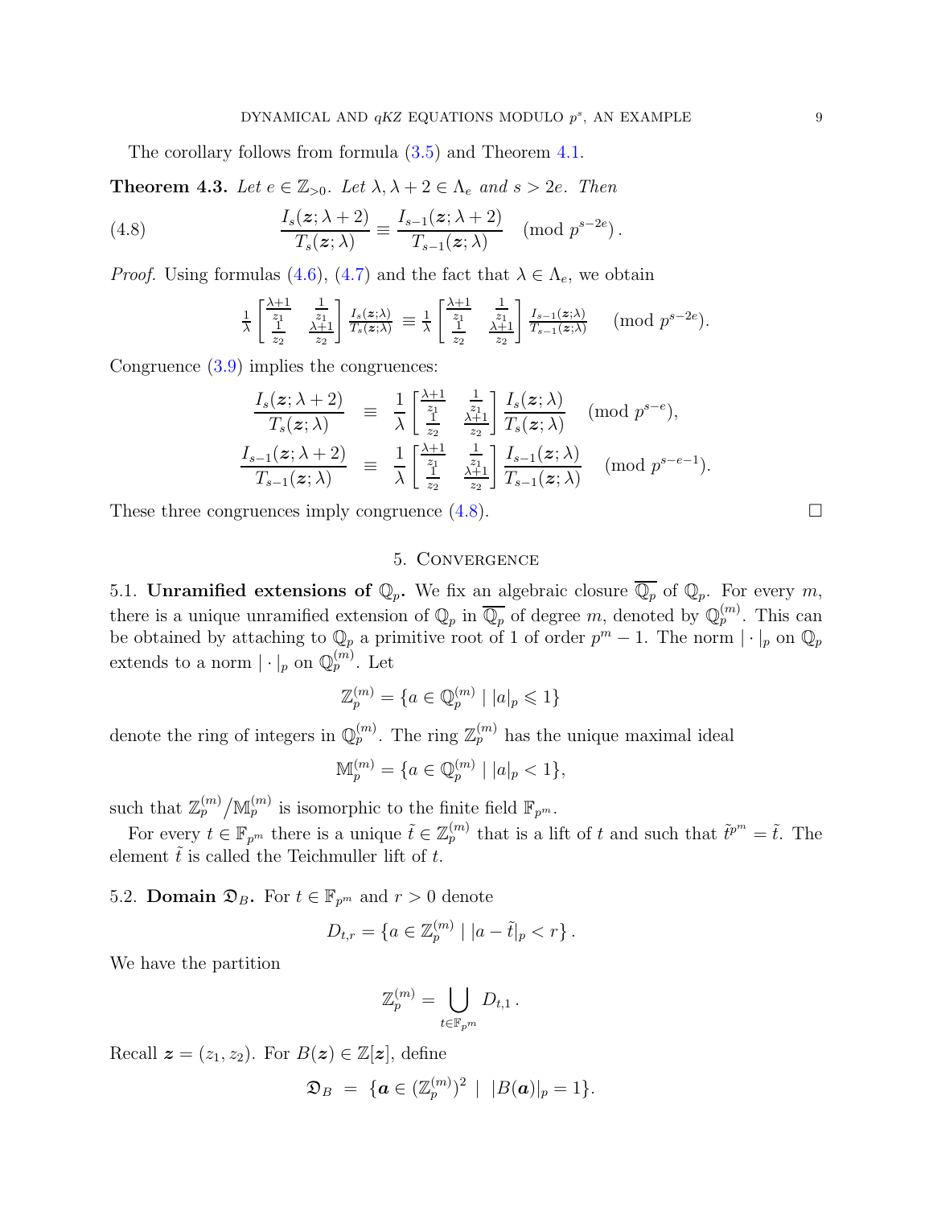The corollary follows from formula (3.5) and Theorem 4.1.

**Theorem 4.3.** *Let $e \in \mathbb{Z}_{>0}$. Let $\lambda, \lambda+2 \in \Lambda_e$ and $s > 2e$. Then*

$$\frac{I_s(\boldsymbol{z};\lambda+2)}{T_s(\boldsymbol{z};\lambda)} \equiv \frac{I_{s-1}(\boldsymbol{z};\lambda+2)}{T_{s-1}(\boldsymbol{z};\lambda)} \pmod{p^{s-2e}}. \tag{4.8}$$

*Proof.* Using formulas (4.6), (4.7) and the fact that $\lambda \in \Lambda_e$, we obtain

$$\frac{1}{\lambda}\begin{bmatrix} \frac{\lambda+1}{z_1} & \frac{1}{z_1} \\ \frac{1}{z_2} & \frac{\lambda+1}{z_2} \end{bmatrix} \frac{I_s(\boldsymbol{z};\lambda)}{T_s(\boldsymbol{z};\lambda)} \equiv \frac{1}{\lambda}\begin{bmatrix} \frac{\lambda+1}{z_1} & \frac{1}{z_1} \\ \frac{1}{z_2} & \frac{\lambda+1}{z_2} \end{bmatrix} \frac{I_{s-1}(\boldsymbol{z};\lambda)}{T_{s-1}(\boldsymbol{z};\lambda)} \pmod{p^{s-2e}}.$$

Congruence (3.9) implies the congruences:

$$\begin{aligned}
\frac{I_s(\boldsymbol{z};\lambda+2)}{T_s(\boldsymbol{z};\lambda)} &\equiv \frac{1}{\lambda}\begin{bmatrix} \frac{\lambda+1}{z_1} & \frac{1}{z_1} \\ \frac{1}{z_2} & \frac{\lambda+1}{z_2} \end{bmatrix} \frac{I_s(\boldsymbol{z};\lambda)}{T_s(\boldsymbol{z};\lambda)} \pmod{p^{s-e}}, \\
\frac{I_{s-1}(\boldsymbol{z};\lambda+2)}{T_{s-1}(\boldsymbol{z};\lambda)} &\equiv \frac{1}{\lambda}\begin{bmatrix} \frac{\lambda+1}{z_1} & \frac{1}{z_1} \\ \frac{1}{z_2} & \frac{\lambda+1}{z_2} \end{bmatrix} \frac{I_{s-1}(\boldsymbol{z};\lambda)}{T_{s-1}(\boldsymbol{z};\lambda)} \pmod{p^{s-e-1}}.
\end{aligned}$$

These three congruences imply congruence (4.8). $\square$

## 5. Convergence

5.1. **Unramified extensions of $\mathbb{Q}_p$.** We fix an algebraic closure $\overline{\mathbb{Q}_p}$ of $\mathbb{Q}_p$. For every $m$, there is a unique unramified extension of $\mathbb{Q}_p$ in $\overline{\mathbb{Q}_p}$ of degree $m$, denoted by $\mathbb{Q}_p^{(m)}$. This can be obtained by attaching to $\mathbb{Q}_p$ a primitive root of 1 of order $p^m - 1$. The norm $|\cdot|_p$ on $\mathbb{Q}_p$ extends to a norm $|\cdot|_p$ on $\mathbb{Q}_p^{(m)}$. Let

$$\mathbb{Z}_p^{(m)} = \{a \in \mathbb{Q}_p^{(m)} \mid |a|_p \leqslant 1\}$$

denote the ring of integers in $\mathbb{Q}_p^{(m)}$. The ring $\mathbb{Z}_p^{(m)}$ has the unique maximal ideal

$$\mathbb{M}_p^{(m)} = \{a \in \mathbb{Q}_p^{(m)} \mid |a|_p < 1\},$$

such that $\mathbb{Z}_p^{(m)}/\mathbb{M}_p^{(m)}$ is isomorphic to the finite field $\mathbb{F}_{p^m}$.

For every $t \in \mathbb{F}_{p^m}$ there is a unique $\tilde t \in \mathbb{Z}_p^{(m)}$ that is a lift of $t$ and such that $\tilde t^{p^m} = \tilde t$. The element $\tilde t$ is called the Teichmuller lift of $t$.

5.2. **Domain $\mathfrak{D}_B$.** For $t \in \mathbb{F}_{p^m}$ and $r > 0$ denote

$$D_{t,r} = \{a \in \mathbb{Z}_p^{(m)} \mid |a - \tilde t|_p < r\}.$$

We have the partition

$$\mathbb{Z}_p^{(m)} = \bigcup_{t \in \mathbb{F}_{p^m}} D_{t,1}.$$

Recall $\boldsymbol{z} = (z_1, z_2)$. For $B(\boldsymbol{z}) \in \mathbb{Z}[\boldsymbol{z}]$, define

$$\mathfrak{D}_B \ = \ \{\boldsymbol{a} \in (\mathbb{Z}_p^{(m)})^2 \ \mid \ |B(\boldsymbol{a})|_p = 1\}.$$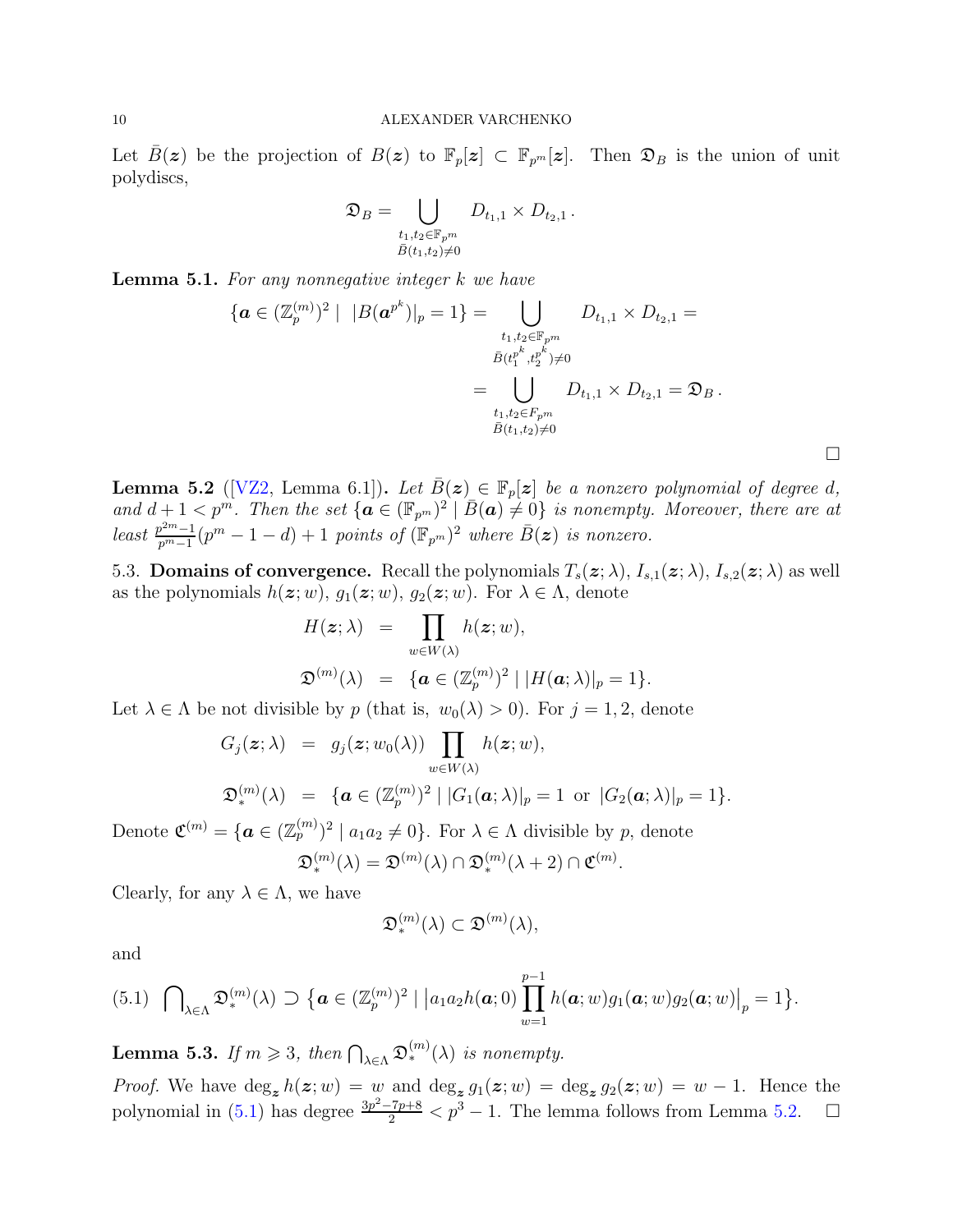Let $\bar B(\boldsymbol z)$ be the projection of $B(\boldsymbol z)$ to $\mathbb F_p[\boldsymbol z]\subset \mathbb F_{p^m}[\boldsymbol z]$. Then $\mathfrak D_B$ is the union of unit polydiscs,

$$\mathfrak D_B=\bigcup_{\substack{t_1,t_2\in\mathbb F_{p^m}\\ \bar B(t_1,t_2)\neq 0}} D_{t_1,1}\times D_{t_2,1}\,.$$

**Lemma 5.1.** *For any nonnegative integer $k$ we have*

$$\begin{aligned}\{\boldsymbol a\in(\mathbb Z_p^{(m)})^2\mid\ |B(\boldsymbol a^{p^k})|_p=1\} &= \bigcup_{\substack{t_1,t_2\in\mathbb F_{p^m}\\ \bar B(t_1^{p^k},t_2^{p^k})\neq 0}} D_{t_1,1}\times D_{t_2,1}=\\ &=\bigcup_{\substack{t_1,t_2\in F_{p^m}\\ \bar B(t_1,t_2)\neq 0}} D_{t_1,1}\times D_{t_2,1}=\mathfrak D_B\,.\end{aligned}$$

□

**Lemma 5.2** ([VZ2, Lemma 6.1])**.** *Let $\bar B(\boldsymbol z)\in\mathbb F_p[\boldsymbol z]$ be a nonzero polynomial of degree $d$, and $d+1<p^m$. Then the set $\{\boldsymbol a\in(\mathbb F_{p^m})^2\mid \bar B(\boldsymbol a)\neq 0\}$ is nonempty. Moreover, there are at least $\frac{p^{2m}-1}{p^m-1}(p^m-1-d)+1$ points of $(\mathbb F_{p^m})^2$ where $\bar B(\boldsymbol z)$ is nonzero.*

5.3. **Domains of convergence.** Recall the polynomials $T_s(\boldsymbol z;\lambda)$, $I_{s,1}(\boldsymbol z;\lambda)$, $I_{s,2}(\boldsymbol z;\lambda)$ as well as the polynomials $h(\boldsymbol z;w)$, $g_1(\boldsymbol z;w)$, $g_2(\boldsymbol z;w)$. For $\lambda\in\Lambda$, denote

$$\begin{aligned}H(\boldsymbol z;\lambda)&=\prod_{w\in W(\lambda)}h(\boldsymbol z;w),\\ \mathfrak D^{(m)}(\lambda)&=\{\boldsymbol a\in(\mathbb Z_p^{(m)})^2\mid |H(\boldsymbol a;\lambda)|_p=1\}.\end{aligned}$$

Let $\lambda\in\Lambda$ be not divisible by $p$ (that is, $w_0(\lambda)>0$). For $j=1,2$, denote

$$\begin{aligned}G_j(\boldsymbol z;\lambda)&=g_j(\boldsymbol z;w_0(\lambda))\prod_{w\in W(\lambda)}h(\boldsymbol z;w),\\ \mathfrak D_*^{(m)}(\lambda)&=\{\boldsymbol a\in(\mathbb Z_p^{(m)})^2\mid |G_1(\boldsymbol a;\lambda)|_p=1\ \text{ or }\ |G_2(\boldsymbol a;\lambda)|_p=1\}.\end{aligned}$$

Denote $\mathfrak C^{(m)}=\{\boldsymbol a\in(\mathbb Z_p^{(m)})^2\mid a_1a_2\neq 0\}$. For $\lambda\in\Lambda$ divisible by $p$, denote

$$\mathfrak D_*^{(m)}(\lambda)=\mathfrak D^{(m)}(\lambda)\cap\mathfrak D_*^{(m)}(\lambda+2)\cap\mathfrak C^{(m)}.$$

Clearly, for any $\lambda\in\Lambda$, we have

$$\mathfrak D_*^{(m)}(\lambda)\subset\mathfrak D^{(m)}(\lambda),$$

and

$$\bigcap\nolimits_{\lambda\in\Lambda}\mathfrak D_*^{(m)}(\lambda)\supset\big\{\boldsymbol a\in(\mathbb Z_p^{(m)})^2\mid \big|a_1a_2h(\boldsymbol a;0)\prod_{w=1}^{p-1}h(\boldsymbol a;w)g_1(\boldsymbol a;w)g_2(\boldsymbol a;w)\big|_p=1\big\}. \tag{5.1}$$

**Lemma 5.3.** *If $m\geqslant 3$, then $\bigcap_{\lambda\in\Lambda}\mathfrak D_*^{(m)}(\lambda)$ is nonempty.*

*Proof.* We have $\deg_{\boldsymbol z}h(\boldsymbol z;w)=w$ and $\deg_{\boldsymbol z}g_1(\boldsymbol z;w)=\deg_{\boldsymbol z}g_2(\boldsymbol z;w)=w-1$. Hence the polynomial in (5.1) has degree $\frac{3p^2-7p+8}{2}<p^3-1$. The lemma follows from Lemma 5.2. □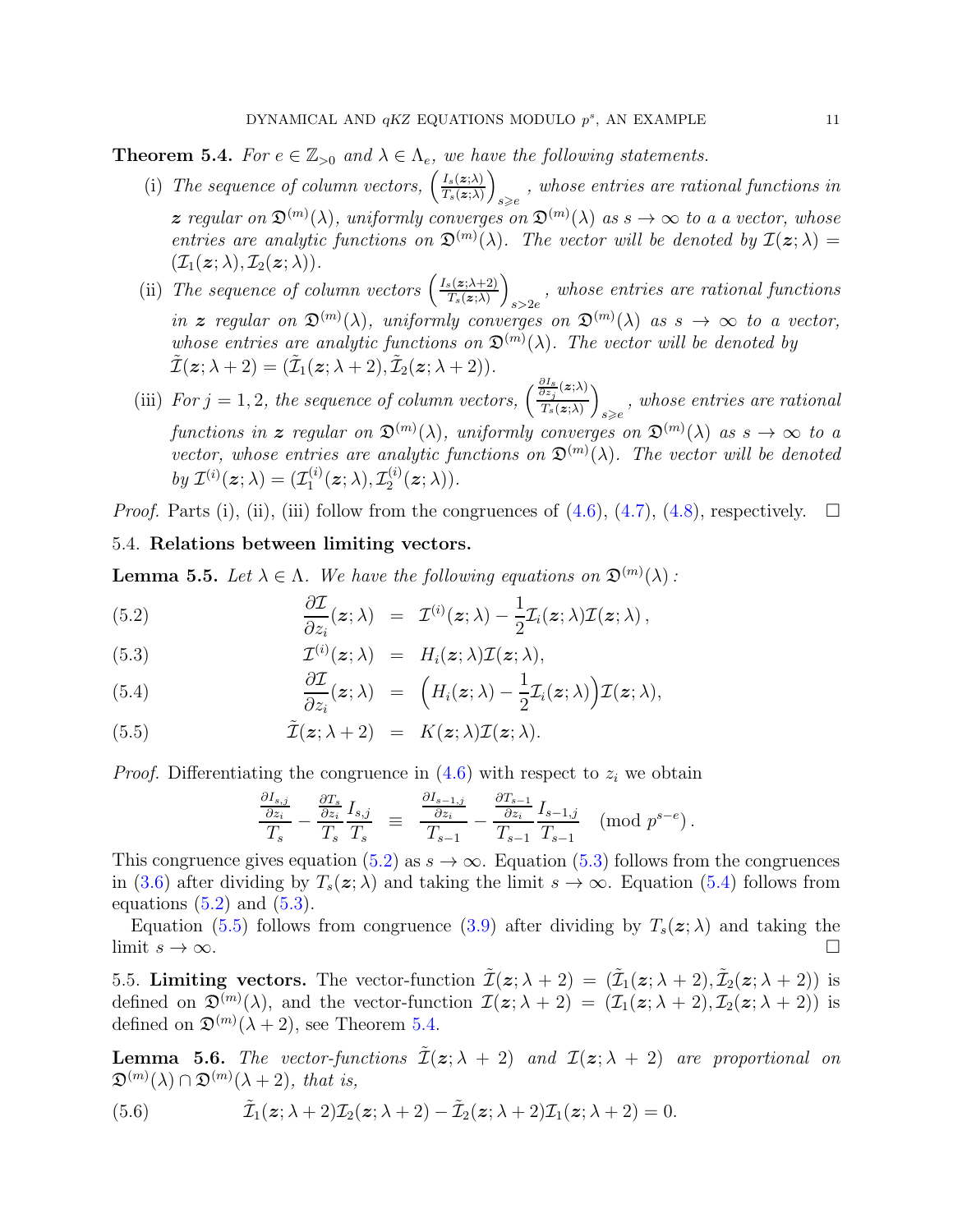**Theorem 5.4.** *For $e \in \mathbb{Z}_{>0}$ and $\lambda \in \Lambda_e$, we have the following statements.*

(i) *The sequence of column vectors, $\left(\frac{I_s(\boldsymbol{z};\lambda)}{T_s(\boldsymbol{z};\lambda)}\right)_{s\geqslant e}$, whose entries are rational functions in $\boldsymbol{z}$ regular on $\mathfrak{D}^{(m)}(\lambda)$, uniformly converges on $\mathfrak{D}^{(m)}(\lambda)$ as $s \to \infty$ to a vector, whose entries are analytic functions on $\mathfrak{D}^{(m)}(\lambda)$. The vector will be denoted by $\mathcal{I}(\boldsymbol{z};\lambda) = (\mathcal{I}_1(\boldsymbol{z};\lambda), \mathcal{I}_2(\boldsymbol{z};\lambda))$.*

(ii) *The sequence of column vectors $\left(\frac{I_s(\boldsymbol{z};\lambda+2)}{T_s(\boldsymbol{z};\lambda)}\right)_{s>2e}$, whose entries are rational functions in $\boldsymbol{z}$ regular on $\mathfrak{D}^{(m)}(\lambda)$, uniformly converges on $\mathfrak{D}^{(m)}(\lambda)$ as $s \to \infty$ to a vector, whose entries are analytic functions on $\mathfrak{D}^{(m)}(\lambda)$. The vector will be denoted by $\tilde{\mathcal{I}}(\boldsymbol{z};\lambda+2) = (\tilde{\mathcal{I}}_1(\boldsymbol{z};\lambda+2), \tilde{\mathcal{I}}_2(\boldsymbol{z};\lambda+2))$.*

(iii) *For $j = 1, 2$, the sequence of column vectors, $\left(\frac{\frac{\partial I_s}{\partial z_j}(\boldsymbol{z};\lambda)}{T_s(\boldsymbol{z};\lambda)}\right)_{s\geqslant e}$, whose entries are rational functions in $\boldsymbol{z}$ regular on $\mathfrak{D}^{(m)}(\lambda)$, uniformly converges on $\mathfrak{D}^{(m)}(\lambda)$ as $s \to \infty$ to a vector, whose entries are analytic functions on $\mathfrak{D}^{(m)}(\lambda)$. The vector will be denoted by $\mathcal{I}^{(i)}(\boldsymbol{z};\lambda) = (\mathcal{I}^{(i)}_1(\boldsymbol{z};\lambda), \mathcal{I}^{(i)}_2(\boldsymbol{z};\lambda))$.*

*Proof.* Parts (i), (ii), (iii) follow from the congruences of (4.6), (4.7), (4.8), respectively. $\square$

### 5.4. Relations between limiting vectors.

**Lemma 5.5.** *Let $\lambda \in \Lambda$. We have the following equations on $\mathfrak{D}^{(m)}(\lambda)$ :*

$$\frac{\partial \mathcal{I}}{\partial z_i}(\boldsymbol{z};\lambda) \;=\; \mathcal{I}^{(i)}(\boldsymbol{z};\lambda) - \frac{1}{2}\mathcal{I}_i(\boldsymbol{z};\lambda)\mathcal{I}(\boldsymbol{z};\lambda)\,, \tag{5.2}$$

$$\mathcal{I}^{(i)}(\boldsymbol{z};\lambda) \;=\; H_i(\boldsymbol{z};\lambda)\mathcal{I}(\boldsymbol{z};\lambda), \tag{5.3}$$

$$\frac{\partial \mathcal{I}}{\partial z_i}(\boldsymbol{z};\lambda) \;=\; \Big(H_i(\boldsymbol{z};\lambda) - \frac{1}{2}\mathcal{I}_i(\boldsymbol{z};\lambda)\Big)\mathcal{I}(\boldsymbol{z};\lambda), \tag{5.4}$$

$$\tilde{\mathcal{I}}(\boldsymbol{z};\lambda+2) \;=\; K(\boldsymbol{z};\lambda)\mathcal{I}(\boldsymbol{z};\lambda). \tag{5.5}$$

*Proof.* Differentiating the congruence in (4.6) with respect to $z_i$ we obtain

$$\frac{\frac{\partial I_{s,j}}{\partial z_i}}{T_s} - \frac{\frac{\partial T_s}{\partial z_i}}{T_s}\frac{I_{s,j}}{T_s} \;\equiv\; \frac{\frac{\partial I_{s-1,j}}{\partial z_i}}{T_{s-1}} - \frac{\frac{\partial T_{s-1}}{\partial z_i}}{T_{s-1}}\frac{I_{s-1,j}}{T_{s-1}} \pmod{p^{s-e}}.$$

This congruence gives equation (5.2) as $s \to \infty$. Equation (5.3) follows from the congruences in (3.6) after dividing by $T_s(\boldsymbol{z};\lambda)$ and taking the limit $s \to \infty$. Equation (5.4) follows from equations (5.2) and (5.3).

Equation (5.5) follows from congruence (3.9) after dividing by $T_s(\boldsymbol{z};\lambda)$ and taking the limit $s \to \infty$. $\square$

5.5. **Limiting vectors.** The vector-function $\tilde{\mathcal{I}}(\boldsymbol{z};\lambda+2) = (\tilde{\mathcal{I}}_1(\boldsymbol{z};\lambda+2), \tilde{\mathcal{I}}_2(\boldsymbol{z};\lambda+2))$ is defined on $\mathfrak{D}^{(m)}(\lambda)$, and the vector-function $\mathcal{I}(\boldsymbol{z};\lambda+2) = (\mathcal{I}_1(\boldsymbol{z};\lambda+2), \mathcal{I}_2(\boldsymbol{z};\lambda+2))$ is defined on $\mathfrak{D}^{(m)}(\lambda+2)$, see Theorem 5.4.

**Lemma 5.6.** *The vector-functions $\tilde{\mathcal{I}}(\boldsymbol{z};\lambda+2)$ and $\mathcal{I}(\boldsymbol{z};\lambda+2)$ are proportional on $\mathfrak{D}^{(m)}(\lambda) \cap \mathfrak{D}^{(m)}(\lambda+2)$, that is,*

$$\tilde{\mathcal{I}}_1(\boldsymbol{z};\lambda+2)\mathcal{I}_2(\boldsymbol{z};\lambda+2) - \tilde{\mathcal{I}}_2(\boldsymbol{z};\lambda+2)\mathcal{I}_1(\boldsymbol{z};\lambda+2) = 0. \tag{5.6}$$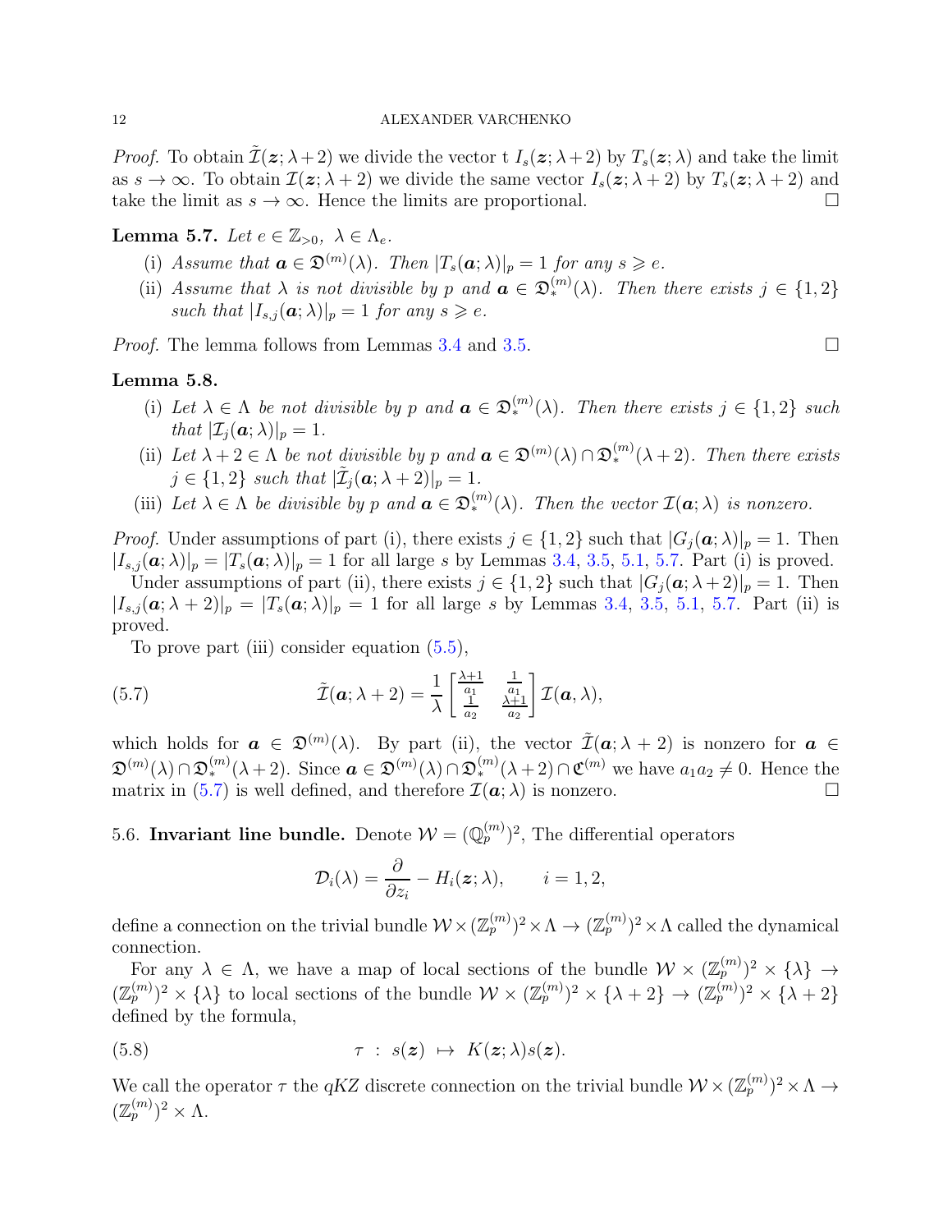*Proof.* To obtain $\tilde{\mathcal{I}}(\boldsymbol{z};\lambda+2)$ we divide the vector t $I_s(\boldsymbol{z};\lambda+2)$ by $T_s(\boldsymbol{z};\lambda)$ and take the limit as $s\to\infty$. To obtain $\mathcal{I}(\boldsymbol{z};\lambda+2)$ we divide the same vector $I_s(\boldsymbol{z};\lambda+2)$ by $T_s(\boldsymbol{z};\lambda+2)$ and take the limit as $s\to\infty$. Hence the limits are proportional. □

**Lemma 5.7.** *Let $e\in\mathbb{Z}_{>0},\ \lambda\in\Lambda_e$.*

(i) *Assume that $\boldsymbol{a}\in\mathfrak{D}^{(m)}(\lambda)$. Then $|T_s(\boldsymbol{a};\lambda)|_p=1$ for any $s\geqslant e$.*

(ii) *Assume that $\lambda$ is not divisible by $p$ and $\boldsymbol{a}\in\mathfrak{D}^{(m)}_*(\lambda)$. Then there exists $j\in\{1,2\}$ such that $|I_{s,j}(\boldsymbol{a};\lambda)|_p=1$ for any $s\geqslant e$.*

*Proof.* The lemma follows from Lemmas 3.4 and 3.5. □

**Lemma 5.8.**

(i) *Let $\lambda\in\Lambda$ be not divisible by $p$ and $\boldsymbol{a}\in\mathfrak{D}^{(m)}_*(\lambda)$. Then there exists $j\in\{1,2\}$ such that $|\mathcal{I}_j(\boldsymbol{a};\lambda)|_p=1$.*

(ii) *Let $\lambda+2\in\Lambda$ be not divisible by $p$ and $\boldsymbol{a}\in\mathfrak{D}^{(m)}(\lambda)\cap\mathfrak{D}^{(m)}_*(\lambda+2)$. Then there exists $j\in\{1,2\}$ such that $|\tilde{\mathcal{I}}_j(\boldsymbol{a};\lambda+2)|_p=1$.*

(iii) *Let $\lambda\in\Lambda$ be divisible by $p$ and $\boldsymbol{a}\in\mathfrak{D}^{(m)}_*(\lambda)$. Then the vector $\mathcal{I}(\boldsymbol{a};\lambda)$ is nonzero.*

*Proof.* Under assumptions of part (i), there exists $j\in\{1,2\}$ such that $|G_j(\boldsymbol{a};\lambda)|_p=1$. Then $|I_{s,j}(\boldsymbol{a};\lambda)|_p=|T_s(\boldsymbol{a};\lambda)|_p=1$ for all large $s$ by Lemmas 3.4, 3.5, 5.1, 5.7. Part (i) is proved.

Under assumptions of part (ii), there exists $j\in\{1,2\}$ such that $|G_j(\boldsymbol{a};\lambda+2)|_p=1$. Then $|I_{s,j}(\boldsymbol{a};\lambda+2)|_p=|T_s(\boldsymbol{a};\lambda)|_p=1$ for all large $s$ by Lemmas 3.4, 3.5, 5.1, 5.7. Part (ii) is proved.

To prove part (iii) consider equation (5.5),

$$\tilde{\mathcal{I}}(\boldsymbol{a};\lambda+2)=\frac{1}{\lambda}\begin{bmatrix}\frac{\lambda+1}{a_1} & \frac{1}{a_1}\\ \frac{1}{a_2} & \frac{\lambda+1}{a_2}\end{bmatrix}\mathcal{I}(\boldsymbol{a},\lambda),\tag{5.7}$$

which holds for $\boldsymbol{a}\in\mathfrak{D}^{(m)}(\lambda)$. By part (ii), the vector $\tilde{\mathcal{I}}(\boldsymbol{a};\lambda+2)$ is nonzero for $\boldsymbol{a}\in\mathfrak{D}^{(m)}(\lambda)\cap\mathfrak{D}^{(m)}_*(\lambda+2)$. Since $\boldsymbol{a}\in\mathfrak{D}^{(m)}(\lambda)\cap\mathfrak{D}^{(m)}_*(\lambda+2)\cap\mathfrak{C}^{(m)}$ we have $a_1a_2\neq 0$. Hence the matrix in (5.7) is well defined, and therefore $\mathcal{I}(\boldsymbol{a};\lambda)$ is nonzero. □

5.6. **Invariant line bundle.** Denote $\mathcal{W}=(\mathbb{Q}^{(m)}_p)^2$, The differential operators

$$\mathcal{D}_i(\lambda)=\frac{\partial}{\partial z_i}-H_i(\boldsymbol{z};\lambda),\qquad i=1,2,$$

define a connection on the trivial bundle $\mathcal{W}\times(\mathbb{Z}^{(m)}_p)^2\times\Lambda\to(\mathbb{Z}^{(m)}_p)^2\times\Lambda$ called the dynamical connection.

For any $\lambda\in\Lambda$, we have a map of local sections of the bundle $\mathcal{W}\times(\mathbb{Z}^{(m)}_p)^2\times\{\lambda\}\to(\mathbb{Z}^{(m)}_p)^2\times\{\lambda\}$ to local sections of the bundle $\mathcal{W}\times(\mathbb{Z}^{(m)}_p)^2\times\{\lambda+2\}\to(\mathbb{Z}^{(m)}_p)^2\times\{\lambda+2\}$ defined by the formula,

$$\tau\ :\ s(\boldsymbol{z})\ \mapsto\ K(\boldsymbol{z};\lambda)s(\boldsymbol{z}).\tag{5.8}$$

We call the operator $\tau$ the *qKZ* discrete connection on the trivial bundle $\mathcal{W}\times(\mathbb{Z}^{(m)}_p)^2\times\Lambda\to(\mathbb{Z}^{(m)}_p)^2\times\Lambda$.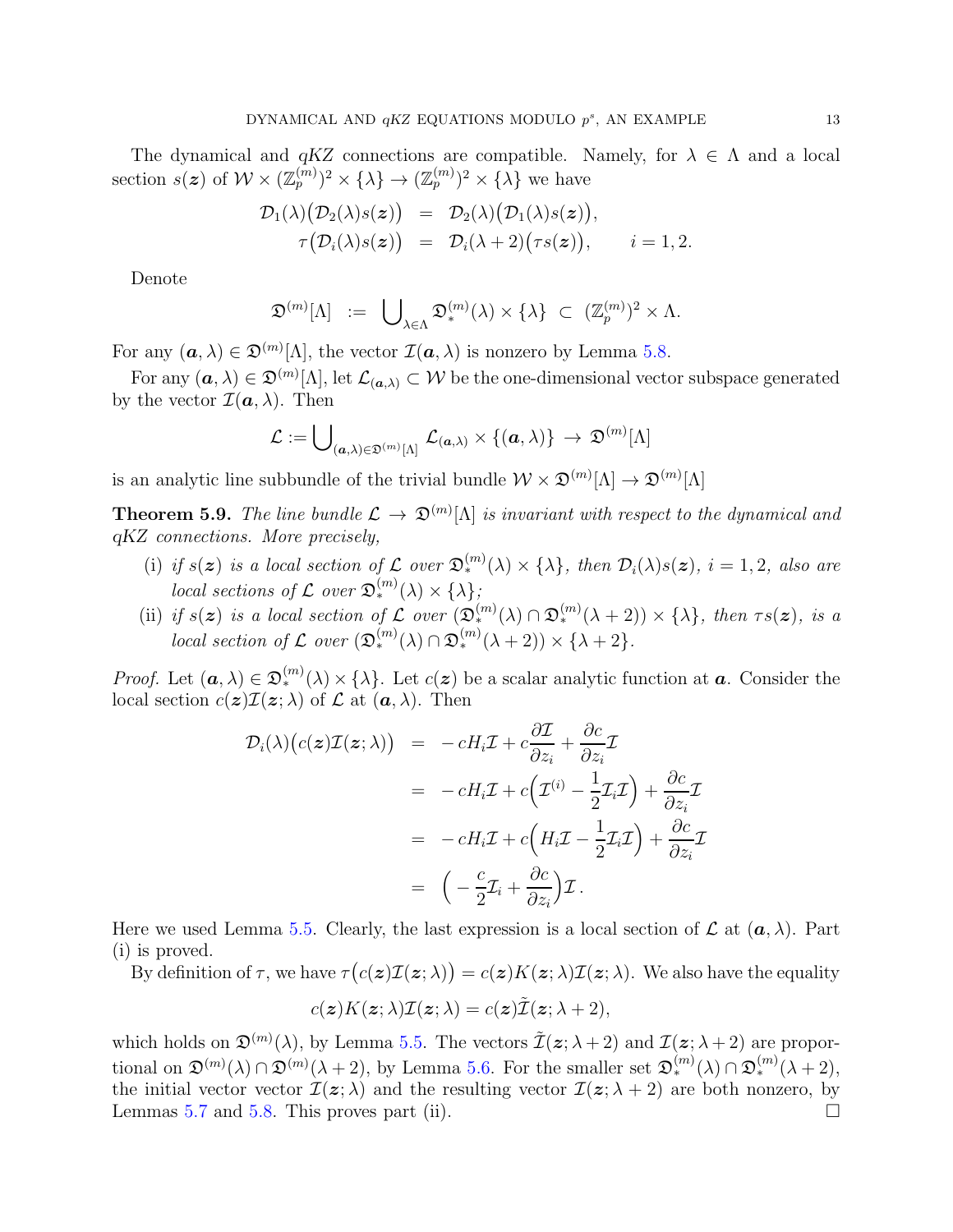The dynamical and $qKZ$ connections are compatible. Namely, for $\lambda \in \Lambda$ and a local section $s(\boldsymbol{z})$ of $\mathcal{W} \times (\mathbb{Z}_p^{(m)})^2 \times \{\lambda\} \to (\mathbb{Z}_p^{(m)})^2 \times \{\lambda\}$ we have

$$\begin{aligned}
\mathcal{D}_1(\lambda)\big(\mathcal{D}_2(\lambda)s(\boldsymbol{z})\big) &= \mathcal{D}_2(\lambda)\big(\mathcal{D}_1(\lambda)s(\boldsymbol{z})\big), \\
\tau\big(\mathcal{D}_i(\lambda)s(\boldsymbol{z})\big) &= \mathcal{D}_i(\lambda+2)\big(\tau s(\boldsymbol{z})\big), \qquad i = 1, 2.
\end{aligned}$$

Denote

$$\mathfrak{D}^{(m)}[\Lambda] \;:=\; \bigcup\nolimits_{\lambda \in \Lambda} \mathfrak{D}_*^{(m)}(\lambda) \times \{\lambda\} \;\subset\; (\mathbb{Z}_p^{(m)})^2 \times \Lambda.$$

For any $(\boldsymbol{a}, \lambda) \in \mathfrak{D}^{(m)}[\Lambda]$, the vector $\mathcal{I}(\boldsymbol{a}, \lambda)$ is nonzero by Lemma 5.8.

For any $(\boldsymbol{a}, \lambda) \in \mathfrak{D}^{(m)}[\Lambda]$, let $\mathcal{L}_{(\boldsymbol{a},\lambda)} \subset \mathcal{W}$ be the one-dimensional vector subspace generated by the vector $\mathcal{I}(\boldsymbol{a}, \lambda)$. Then

$$\mathcal{L} := \bigcup\nolimits_{(\boldsymbol{a},\lambda) \in \mathfrak{D}^{(m)}[\Lambda]} \mathcal{L}_{(\boldsymbol{a},\lambda)} \times \{(\boldsymbol{a}, \lambda)\} \;\to\; \mathfrak{D}^{(m)}[\Lambda]$$

is an analytic line subbundle of the trivial bundle $\mathcal{W} \times \mathfrak{D}^{(m)}[\Lambda] \to \mathfrak{D}^{(m)}[\Lambda]$

**Theorem 5.9.** *The line bundle $\mathcal{L} \to \mathfrak{D}^{(m)}[\Lambda]$ is invariant with respect to the dynamical and qKZ connections. More precisely,*

(i) *if $s(\boldsymbol{z})$ is a local section of $\mathcal{L}$ over $\mathfrak{D}_*^{(m)}(\lambda) \times \{\lambda\}$, then $\mathcal{D}_i(\lambda)s(\boldsymbol{z})$, $i = 1, 2$, also are local sections of $\mathcal{L}$ over $\mathfrak{D}_*^{(m)}(\lambda) \times \{\lambda\}$;*

(ii) *if $s(\boldsymbol{z})$ is a local section of $\mathcal{L}$ over $(\mathfrak{D}_*^{(m)}(\lambda) \cap \mathfrak{D}_*^{(m)}(\lambda+2)) \times \{\lambda\}$, then $\tau s(\boldsymbol{z})$, is a local section of $\mathcal{L}$ over $(\mathfrak{D}_*^{(m)}(\lambda) \cap \mathfrak{D}_*^{(m)}(\lambda+2)) \times \{\lambda+2\}$.*

*Proof.* Let $(\boldsymbol{a}, \lambda) \in \mathfrak{D}_*^{(m)}(\lambda) \times \{\lambda\}$. Let $c(\boldsymbol{z})$ be a scalar analytic function at $\boldsymbol{a}$. Consider the local section $c(\boldsymbol{z})\mathcal{I}(\boldsymbol{z}; \lambda)$ of $\mathcal{L}$ at $(\boldsymbol{a}, \lambda)$. Then

$$\begin{aligned}
\mathcal{D}_i(\lambda)\big(c(\boldsymbol{z})\mathcal{I}(\boldsymbol{z}; \lambda)\big) &= -cH_i\mathcal{I} + c\frac{\partial \mathcal{I}}{\partial z_i} + \frac{\partial c}{\partial z_i}\mathcal{I} \\
&= -cH_i\mathcal{I} + c\Big(\mathcal{I}^{(i)} - \frac{1}{2}\mathcal{I}_i\mathcal{I}\Big) + \frac{\partial c}{\partial z_i}\mathcal{I} \\
&= -cH_i\mathcal{I} + c\Big(H_i\mathcal{I} - \frac{1}{2}\mathcal{I}_i\mathcal{I}\Big) + \frac{\partial c}{\partial z_i}\mathcal{I} \\
&= \Big(-\frac{c}{2}\mathcal{I}_i + \frac{\partial c}{\partial z_i}\Big)\mathcal{I}\,.
\end{aligned}$$

Here we used Lemma 5.5. Clearly, the last expression is a local section of $\mathcal{L}$ at $(\boldsymbol{a}, \lambda)$. Part (i) is proved.

By definition of $\tau$, we have $\tau\big(c(\boldsymbol{z})\mathcal{I}(\boldsymbol{z}; \lambda)\big) = c(\boldsymbol{z})K(\boldsymbol{z}; \lambda)\mathcal{I}(\boldsymbol{z}; \lambda)$. We also have the equality

$$c(\boldsymbol{z})K(\boldsymbol{z}; \lambda)\mathcal{I}(\boldsymbol{z}; \lambda) = c(\boldsymbol{z})\tilde{\mathcal{I}}(\boldsymbol{z}; \lambda+2),$$

which holds on $\mathfrak{D}^{(m)}(\lambda)$, by Lemma 5.5. The vectors $\tilde{\mathcal{I}}(\boldsymbol{z}; \lambda+2)$ and $\mathcal{I}(\boldsymbol{z}; \lambda+2)$ are proportional on $\mathfrak{D}^{(m)}(\lambda) \cap \mathfrak{D}^{(m)}(\lambda+2)$, by Lemma 5.6. For the smaller set $\mathfrak{D}_*^{(m)}(\lambda) \cap \mathfrak{D}_*^{(m)}(\lambda+2)$, the initial vector vector $\mathcal{I}(\boldsymbol{z}; \lambda)$ and the resulting vector $\mathcal{I}(\boldsymbol{z}; \lambda+2)$ are both nonzero, by Lemmas 5.7 and 5.8. This proves part (ii). $\square$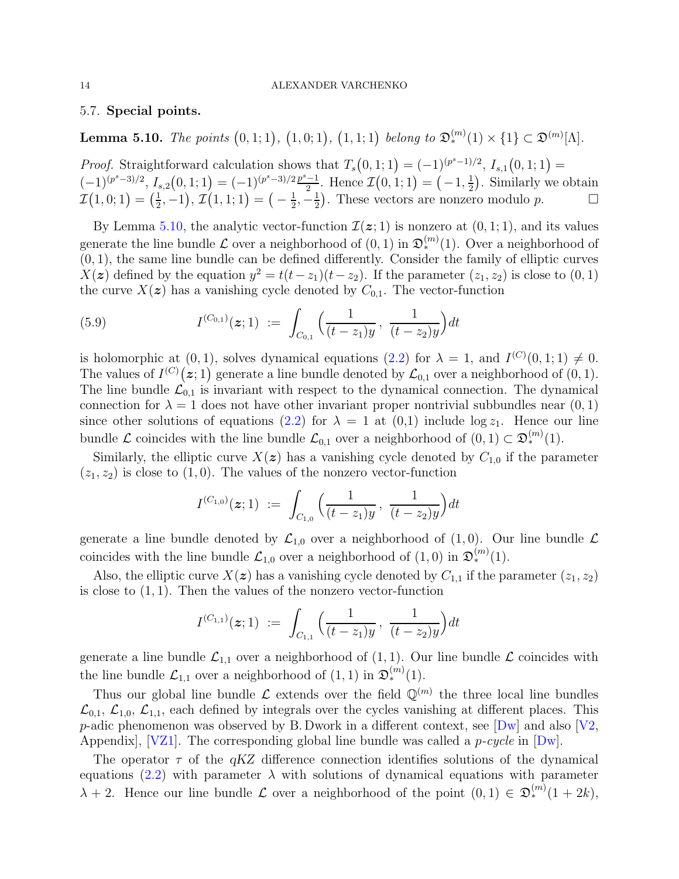### 5.7. **Special points.**

**Lemma 5.10.** *The points $\big(0,1;1\big)$, $\big(1,0;1\big)$, $\big(1,1;1\big)$ belong to $\mathfrak{D}_*^{(m)}(1)\times\{1\}\subset \mathfrak{D}^{(m)}[\Lambda]$.*

*Proof.* Straightforward calculation shows that $T_s\big(0,1;1\big)=(-1)^{(p^s-1)/2}$, $I_{s,1}\big(0,1;1\big)=(-1)^{(p^s-3)/2}$, $I_{s,2}\big(0,1;1\big)=(-1)^{(p^s-3)/2}\frac{p^s-1}{2}$. Hence $\mathcal{I}\big(0,1;1\big)=\big(-1,\frac12\big)$. Similarly we obtain $\mathcal{I}\big(1,0;1\big)=\big(\frac12,-1\big)$, $\mathcal{I}\big(1,1;1\big)=\big(-\frac12,-\frac12\big)$. These vectors are nonzero modulo $p$. $\square$

By Lemma 5.10, the analytic vector-function $\mathcal{I}(\boldsymbol{z};1)$ is nonzero at $(0,1;1)$, and its values generate the line bundle $\mathcal{L}$ over a neighborhood of $(0,1)$ in $\mathfrak{D}_*^{(m)}(1)$. Over a neighborhood of $(0,1)$, the same line bundle can be defined differently. Consider the family of elliptic curves $X(\boldsymbol{z})$ defined by the equation $y^2=t(t-z_1)(t-z_2)$. If the parameter $(z_1,z_2)$ is close to $(0,1)$ the curve $X(\boldsymbol{z})$ has a vanishing cycle denoted by $C_{0,1}$. The vector-function

$$I^{(C_{0,1})}(\boldsymbol{z};1)\ :=\ \int_{C_{0,1}}\Big(\frac{1}{(t-z_1)y}\,,\ \frac{1}{(t-z_2)y}\Big)dt \tag{5.9}$$

is holomorphic at $(0,1)$, solves dynamical equations (2.2) for $\lambda=1$, and $I^{(C)}(0,1;1)\neq 0$. The values of $I^{(C)}\big(\boldsymbol{z};1\big)$ generate a line bundle denoted by $\mathcal{L}_{0,1}$ over a neighborhood of $(0,1)$. The line bundle $\mathcal{L}_{0,1}$ is invariant with respect to the dynamical connection. The dynamical connection for $\lambda=1$ does not have other invariant proper nontrivial subbundles near $(0,1)$ since other solutions of equations (2.2) for $\lambda=1$ at (0,1) include $\log z_1$. Hence our line bundle $\mathcal{L}$ coincides with the line bundle $\mathcal{L}_{0,1}$ over a neighborhood of $(0,1)\subset\mathfrak{D}_*^{(m)}(1)$.

Similarly, the elliptic curve $X(\boldsymbol{z})$ has a vanishing cycle denoted by $C_{1,0}$ if the parameter $(z_1,z_2)$ is close to $(1,0)$. The values of the nonzero vector-function

$$I^{(C_{1,0})}(\boldsymbol{z};1)\ :=\ \int_{C_{1,0}}\Big(\frac{1}{(t-z_1)y}\,,\ \frac{1}{(t-z_2)y}\Big)dt$$

generate a line bundle denoted by $\mathcal{L}_{1,0}$ over a neighborhood of $(1,0)$. Our line bundle $\mathcal{L}$ coincides with the line bundle $\mathcal{L}_{1,0}$ over a neighborhood of $(1,0)$ in $\mathfrak{D}_*^{(m)}(1)$.

Also, the elliptic curve $X(\boldsymbol{z})$ has a vanishing cycle denoted by $C_{1,1}$ if the parameter $(z_1,z_2)$ is close to $(1,1)$. Then the values of the nonzero vector-function

$$I^{(C_{1,1})}(\boldsymbol{z};1)\ :=\ \int_{C_{1,1}}\Big(\frac{1}{(t-z_1)y}\,,\ \frac{1}{(t-z_2)y}\Big)dt$$

generate a line bundle $\mathcal{L}_{1,1}$ over a neighborhood of $(1,1)$. Our line bundle $\mathcal{L}$ coincides with the line bundle $\mathcal{L}_{1,1}$ over a neighborhood of $(1,1)$ in $\mathfrak{D}_*^{(m)}(1)$.

Thus our global line bundle $\mathcal{L}$ extends over the field $\mathbb{Q}^{(m)}$ the three local line bundles $\mathcal{L}_{0,1}$, $\mathcal{L}_{1,0}$, $\mathcal{L}_{1,1}$, each defined by integrals over the cycles vanishing at different places. This $p$-adic phenomenon was observed by B. Dwork in a different context, see [Dw] and also [V2, Appendix], [VZ1]. The corresponding global line bundle was called a *p-cycle* in [Dw].

The operator $\tau$ of the *qKZ* difference connection identifies solutions of the dynamical equations (2.2) with parameter $\lambda$ with solutions of dynamical equations with parameter $\lambda+2$. Hence our line bundle $\mathcal{L}$ over a neighborhood of the point $(0,1)\in\mathfrak{D}_*^{(m)}(1+2k)$,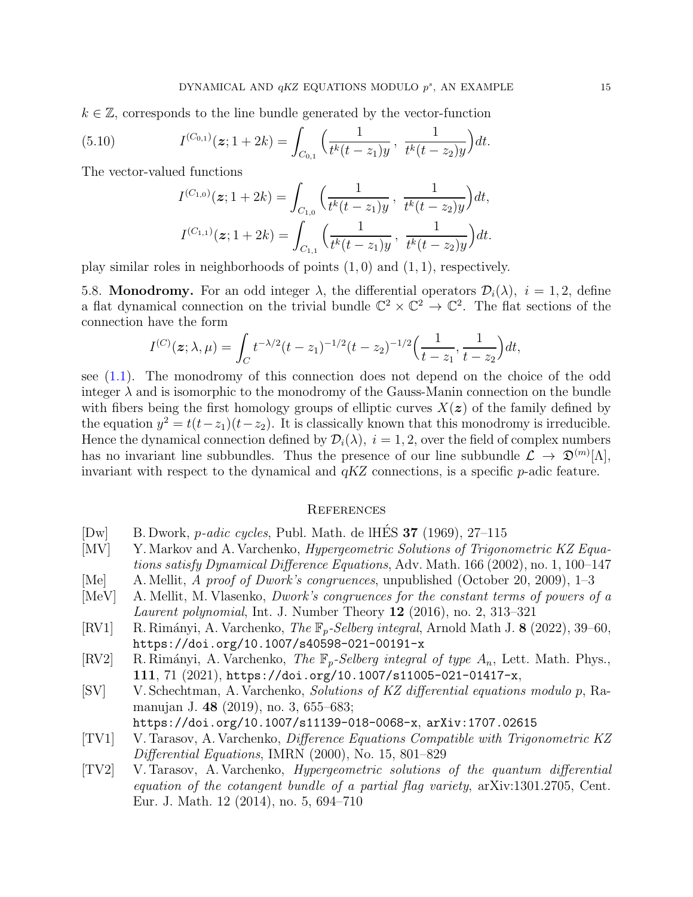$k \in \mathbb{Z}$, corresponds to the line bundle generated by the vector-function

$$I^{(C_{0,1})}(\boldsymbol{z}; 1+2k) = \int_{C_{0,1}} \Big( \frac{1}{t^k(t-z_1)y}\,,\ \frac{1}{t^k(t-z_2)y} \Big) dt. \tag{5.10}$$

The vector-valued functions

$$I^{(C_{1,0})}(\boldsymbol{z}; 1+2k) = \int_{C_{1,0}} \Big( \frac{1}{t^k(t-z_1)y}\,,\ \frac{1}{t^k(t-z_2)y} \Big) dt,$$

$$I^{(C_{1,1})}(\boldsymbol{z}; 1+2k) = \int_{C_{1,1}} \Big( \frac{1}{t^k(t-z_1)y}\,,\ \frac{1}{t^k(t-z_2)y} \Big) dt.$$

play similar roles in neighborhoods of points $(1,0)$ and $(1,1)$, respectively.

5.8. **Monodromy.** For an odd integer $\lambda$, the differential operators $\mathcal{D}_i(\lambda)$, $i = 1,2$, define a flat dynamical connection on the trivial bundle $\mathbb{C}^2 \times \mathbb{C}^2 \to \mathbb{C}^2$. The flat sections of the connection have the form

$$I^{(C)}(\boldsymbol{z}; \lambda, \mu) = \int_C t^{-\lambda/2}(t-z_1)^{-1/2}(t-z_2)^{-1/2}\Big(\frac{1}{t-z_1}, \frac{1}{t-z_2}\Big) dt,$$

see (1.1). The monodromy of this connection does not depend on the choice of the odd integer $\lambda$ and is isomorphic to the monodromy of the Gauss-Manin connection on the bundle with fibers being the first homology groups of elliptic curves $X(\boldsymbol{z})$ of the family defined by the equation $y^2 = t(t-z_1)(t-z_2)$. It is classically known that this monodromy is irreducible. Hence the dynamical connection defined by $\mathcal{D}_i(\lambda)$, $i = 1,2$, over the field of complex numbers has no invariant line subbundles. Thus the presence of our line subbundle $\mathcal{L} \to \mathfrak{D}^{(m)}[\Lambda]$, invariant with respect to the dynamical and $qKZ$ connections, is a specific $p$-adic feature.

## References

- [Dw] B. Dwork, *p-adic cycles*, Publ. Math. de lHÉS **37** (1969), 27–115
- [MV] Y. Markov and A. Varchenko, *Hypergeometric Solutions of Trigonometric KZ Equations satisfy Dynamical Difference Equations*, Adv. Math. 166 (2002), no. 1, 100–147
- [Me] A. Mellit, *A proof of Dwork's congruences*, unpublished (October 20, 2009), 1–3
- [MeV] A. Mellit, M. Vlasenko, *Dwork's congruences for the constant terms of powers of a Laurent polynomial*, Int. J. Number Theory **12** (2016), no. 2, 313–321
- [RV1] R. Rimányi, A. Varchenko, *The $\mathbb{F}_p$-Selberg integral*, Arnold Math J. **8** (2022), 39–60, https://doi.org/10.1007/s40598-021-00191-x
- [RV2] R. Rimányi, A. Varchenko, *The $\mathbb{F}_p$-Selberg integral of type $A_n$*, Lett. Math. Phys., **111**, 71 (2021), https://doi.org/10.1007/s11005-021-01417-x,
- [SV] V. Schechtman, A. Varchenko, *Solutions of KZ differential equations modulo p*, Ramanujan J. **48** (2019), no. 3, 655–683; https://doi.org/10.1007/s11139-018-0068-x, arXiv:1707.02615
- [TV1] V. Tarasov, A. Varchenko, *Difference Equations Compatible with Trigonometric KZ Differential Equations*, IMRN (2000), No. 15, 801–829
- [TV2] V. Tarasov, A. Varchenko, *Hypergeometric solutions of the quantum differential equation of the cotangent bundle of a partial flag variety*, arXiv:1301.2705, Cent. Eur. J. Math. 12 (2014), no. 5, 694–710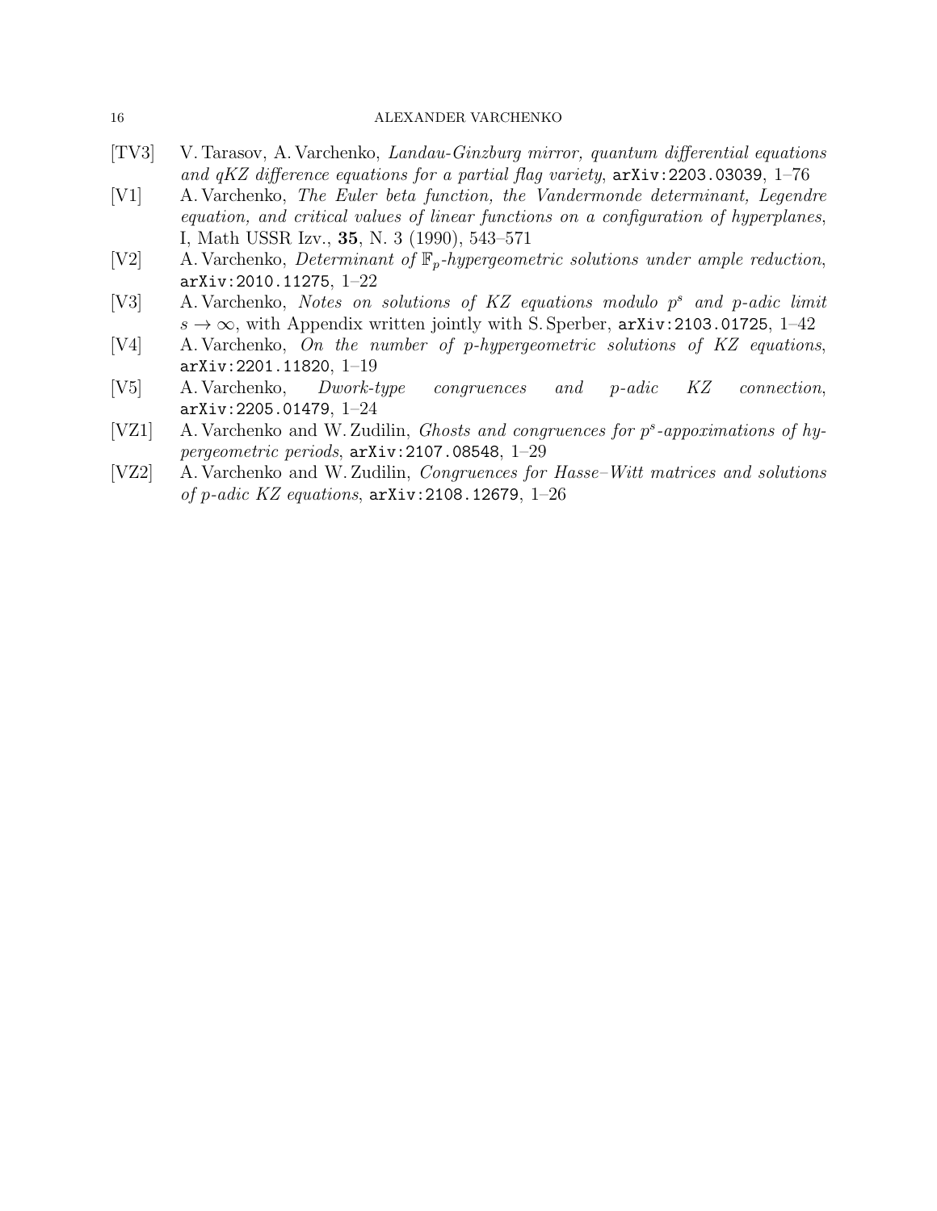[TV3] V. Tarasov, A. Varchenko, *Landau-Ginzburg mirror, quantum differential equations and qKZ difference equations for a partial flag variety*, `arXiv:2203.03039`, 1–76

[V1] A. Varchenko, *The Euler beta function, the Vandermonde determinant, Legendre equation, and critical values of linear functions on a configuration of hyperplanes*, I, Math USSR Izv., **35**, N. 3 (1990), 543–571

[V2] A. Varchenko, *Determinant of $\mathbb{F}_p$-hypergeometric solutions under ample reduction*, `arXiv:2010.11275`, 1–22

[V3] A. Varchenko, *Notes on solutions of KZ equations modulo $p^s$ and $p$-adic limit* $s \to \infty$, with Appendix written jointly with S. Sperber, `arXiv:2103.01725`, 1–42

[V4] A. Varchenko, *On the number of $p$-hypergeometric solutions of KZ equations*, `arXiv:2201.11820`, 1–19

[V5] A. Varchenko, *Dwork-type congruences and $p$-adic KZ connection*, `arXiv:2205.01479`, 1–24

[VZ1] A. Varchenko and W. Zudilin, *Ghosts and congruences for $p^s$-appoximations of hypergeometric periods*, `arXiv:2107.08548`, 1–29

[VZ2] A. Varchenko and W. Zudilin, *Congruences for Hasse–Witt matrices and solutions of $p$-adic KZ equations*, `arXiv:2108.12679`, 1–26